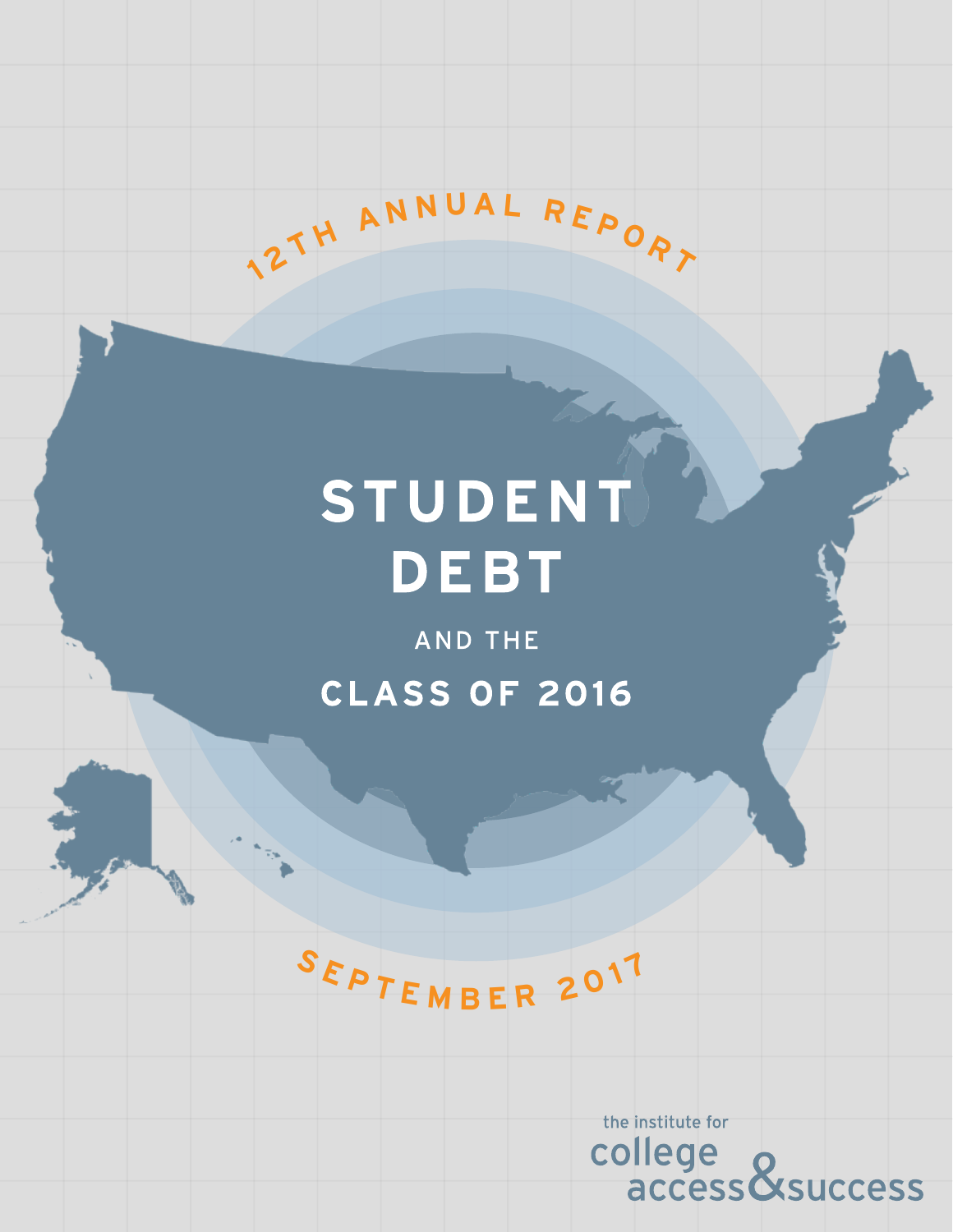12TH ANNUAL REPORT

# STUDENT DEBT

AND THE

## CLASS OF 2016

SEPTEMBER 2017

the institute for college access & success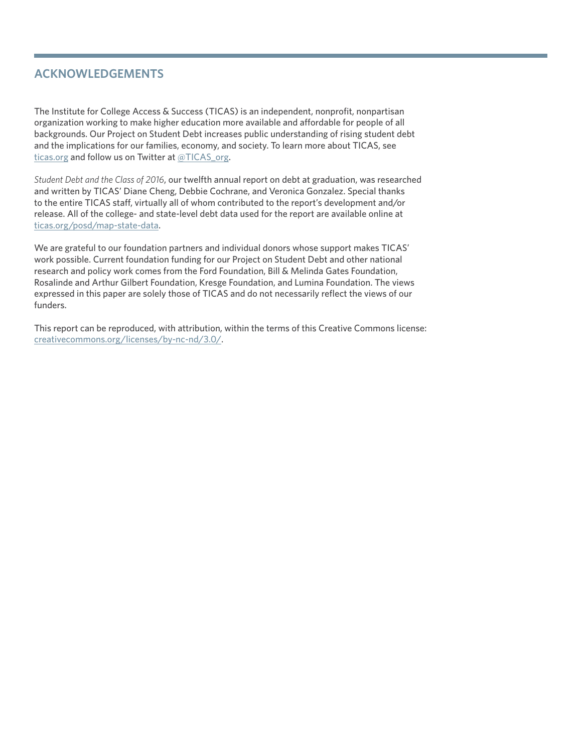## ACKNOWLEDGEMENTS

The Institute for College Access & Success (TICAS) is an independent, nonprofit, nonpartisan organization working to make higher education more available and affordable for people of all backgrounds. Our Project on Student Debt increases public understanding of rising student debt and the implications for our families, economy, and society. To learn more about TICAS, see ticas.org and follow us on Twitter at @TICAS_org.

*Student Debt and the Class of 2016*, our twelfth annual report on debt at graduation, was researched and written by TICAS' Diane Cheng, Debbie Cochrane, and Veronica Gonzalez. Special thanks to the entire TICAS staff, virtually all of whom contributed to the report's development and/or release. All of the college- and state-level debt data used for the report are available online at ticas.org/posd/map-state-data.

We are grateful to our foundation partners and individual donors whose support makes TICAS' work possible. Current foundation funding for our Project on Student Debt and other national research and policy work comes from the Ford Foundation, Bill & Melinda Gates Foundation, Rosalinde and Arthur Gilbert Foundation, Kresge Foundation, and Lumina Foundation. The views expressed in this paper are solely those of TICAS and do not necessarily reflect the views of our funders.

This report can be reproduced, with attribution, within the terms of this Creative Commons license: creativecommons.org/licenses/by-nc-nd/3.0/.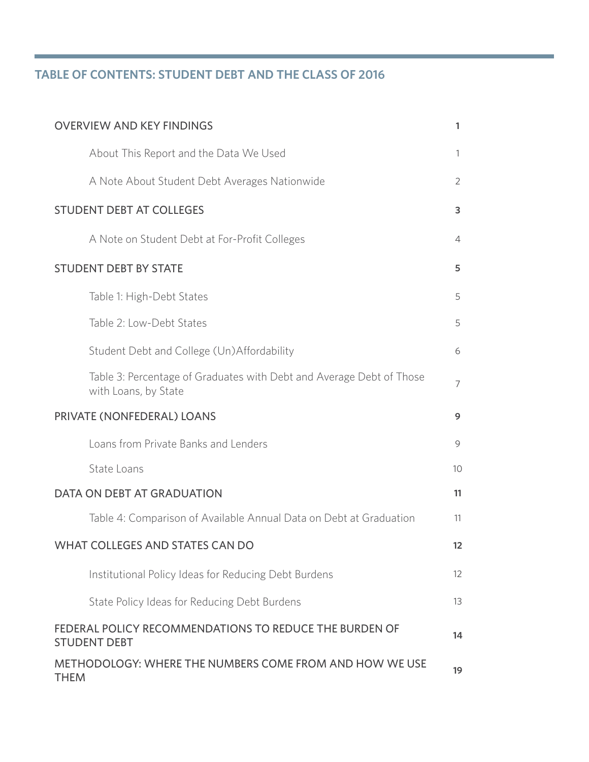## TABLE OF CONTENTS: STUDENT DEBT AND THE CLASS OF 2016

| | |
|---|---|
| **OVERVIEW AND KEY FINDINGS** | **1** |
| About This Report and the Data We Used | 1 |
| A Note About Student Debt Averages Nationwide | 2 |
| **STUDENT DEBT AT COLLEGES** | **3** |
| A Note on Student Debt at For-Profit Colleges | 4 |
| **STUDENT DEBT BY STATE** | **5** |
| Table 1: High-Debt States | 5 |
| Table 2: Low-Debt States | 5 |
| Student Debt and College (Un)Affordability | 6 |
| Table 3: Percentage of Graduates with Debt and Average Debt of Those with Loans, by State | 7 |
| **PRIVATE (NONFEDERAL) LOANS** | **9** |
| Loans from Private Banks and Lenders | 9 |
| State Loans | 10 |
| **DATA ON DEBT AT GRADUATION** | **11** |
| Table 4: Comparison of Available Annual Data on Debt at Graduation | 11 |
| **WHAT COLLEGES AND STATES CAN DO** | **12** |
| Institutional Policy Ideas for Reducing Debt Burdens | 12 |
| State Policy Ideas for Reducing Debt Burdens | 13 |
| **FEDERAL POLICY RECOMMENDATIONS TO REDUCE THE BURDEN OF STUDENT DEBT** | **14** |
| **METHODOLOGY: WHERE THE NUMBERS COME FROM AND HOW WE USE THEM** | **19** |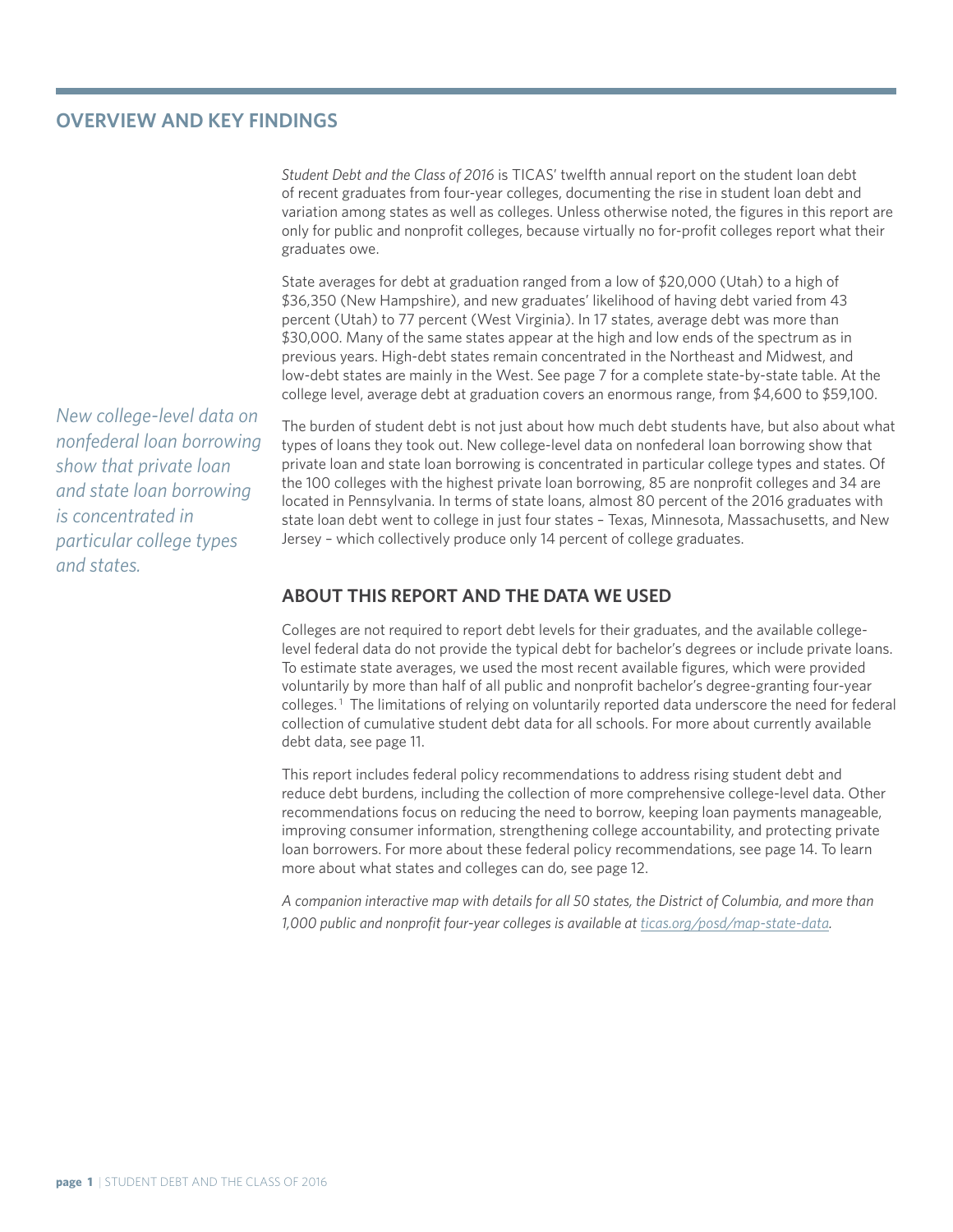## OVERVIEW AND KEY FINDINGS

*Student Debt and the Class of 2016* is TICAS' twelfth annual report on the student loan debt of recent graduates from four-year colleges, documenting the rise in student loan debt and variation among states as well as colleges. Unless otherwise noted, the figures in this report are only for public and nonprofit colleges, because virtually no for-profit colleges report what their graduates owe.

State averages for debt at graduation ranged from a low of $20,000 (Utah) to a high of $36,350 (New Hampshire), and new graduates' likelihood of having debt varied from 43 percent (Utah) to 77 percent (West Virginia). In 17 states, average debt was more than $30,000. Many of the same states appear at the high and low ends of the spectrum as in previous years. High-debt states remain concentrated in the Northeast and Midwest, and low-debt states are mainly in the West. See page 7 for a complete state-by-state table. At the college level, average debt at graduation covers an enormous range, from $4,600 to $59,100.

*New college-level data on nonfederal loan borrowing show that private loan and state loan borrowing is concentrated in particular college types and states.*

The burden of student debt is not just about how much debt students have, but also about what types of loans they took out. New college-level data on nonfederal loan borrowing show that private loan and state loan borrowing is concentrated in particular college types and states. Of the 100 colleges with the highest private loan borrowing, 85 are nonprofit colleges and 34 are located in Pennsylvania. In terms of state loans, almost 80 percent of the 2016 graduates with state loan debt went to college in just four states – Texas, Minnesota, Massachusetts, and New Jersey – which collectively produce only 14 percent of college graduates.

### ABOUT THIS REPORT AND THE DATA WE USED

Colleges are not required to report debt levels for their graduates, and the available college-level federal data do not provide the typical debt for bachelor's degrees or include private loans. To estimate state averages, we used the most recent available figures, which were provided voluntarily by more than half of all public and nonprofit bachelor's degree-granting four-year colleges.[1] The limitations of relying on voluntarily reported data underscore the need for federal collection of cumulative student debt data for all schools. For more about currently available debt data, see page 11.

This report includes federal policy recommendations to address rising student debt and reduce debt burdens, including the collection of more comprehensive college-level data. Other recommendations focus on reducing the need to borrow, keeping loan payments manageable, improving consumer information, strengthening college accountability, and protecting private loan borrowers. For more about these federal policy recommendations, see page 14. To learn more about what states and colleges can do, see page 12.

*A companion interactive map with details for all 50 states, the District of Columbia, and more than 1,000 public and nonprofit four-year colleges is available at ticas.org/posd/map-state-data.*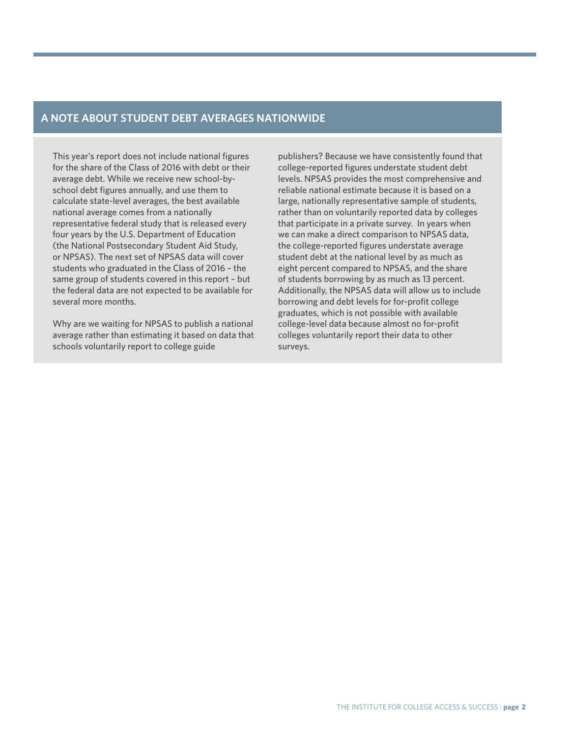## A NOTE ABOUT STUDENT DEBT AVERAGES NATIONWIDE

This year's report does not include national figures for the share of the Class of 2016 with debt or their average debt. While we receive new school-by-school debt figures annually, and use them to calculate state-level averages, the best available national average comes from a nationally representative federal study that is released every four years by the U.S. Department of Education (the National Postsecondary Student Aid Study, or NPSAS). The next set of NPSAS data will cover students who graduated in the Class of 2016 – the same group of students covered in this report – but the federal data are not expected to be available for several more months.

Why are we waiting for NPSAS to publish a national average rather than estimating it based on data that schools voluntarily report to college guide publishers? Because we have consistently found that college-reported figures understate student debt levels. NPSAS provides the most comprehensive and reliable national estimate because it is based on a large, nationally representative sample of students, rather than on voluntarily reported data by colleges that participate in a private survey. In years when we can make a direct comparison to NPSAS data, the college-reported figures understate average student debt at the national level by as much as eight percent compared to NPSAS, and the share of students borrowing by as much as 13 percent. Additionally, the NPSAS data will allow us to include borrowing and debt levels for for-profit college graduates, which is not possible with available college-level data because almost no for-profit colleges voluntarily report their data to other surveys.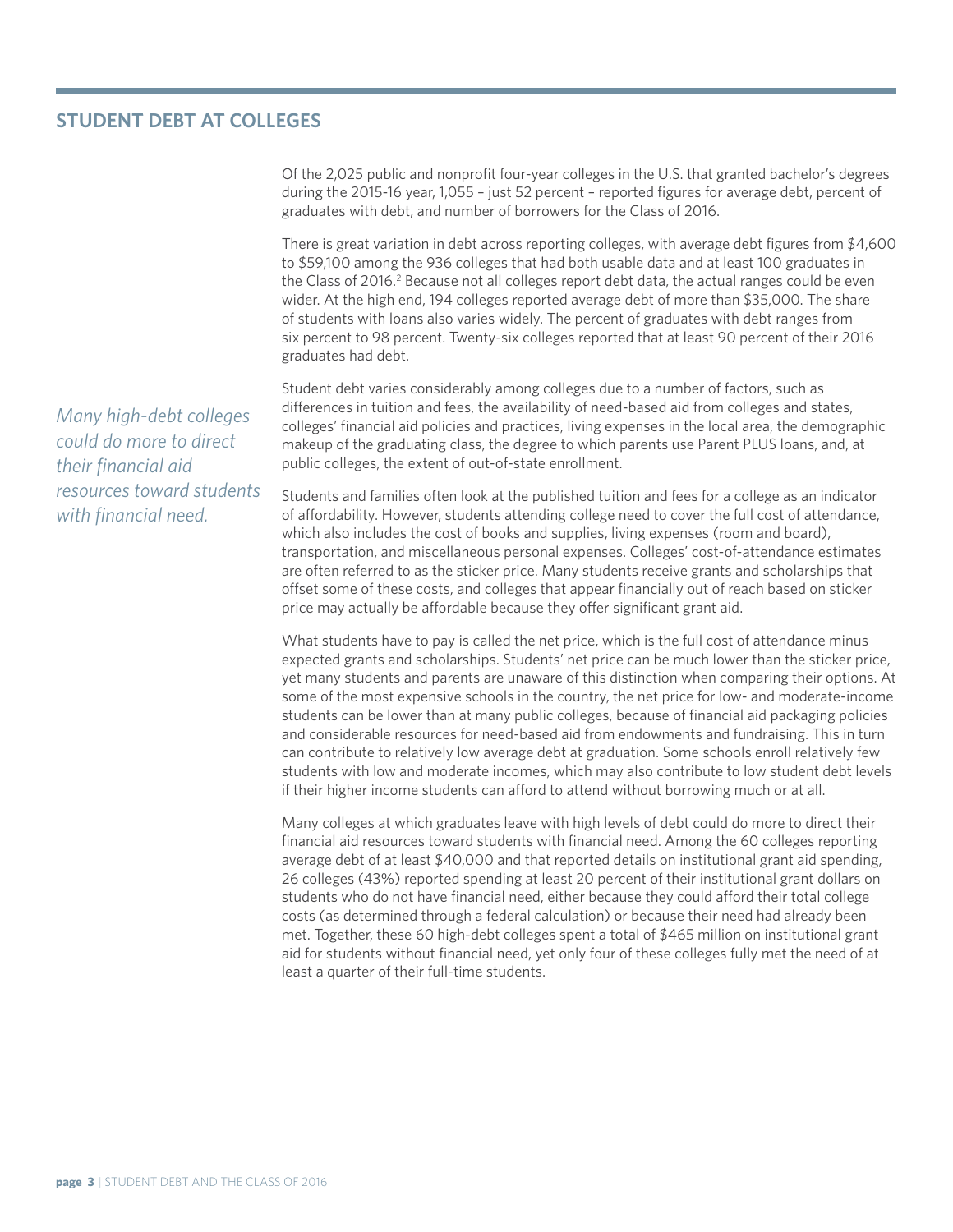## STUDENT DEBT AT COLLEGES

Of the 2,025 public and nonprofit four-year colleges in the U.S. that granted bachelor's degrees during the 2015-16 year, 1,055 – just 52 percent – reported figures for average debt, percent of graduates with debt, and number of borrowers for the Class of 2016.

There is great variation in debt across reporting colleges, with average debt figures from $4,600 to $59,100 among the 936 colleges that had both usable data and at least 100 graduates in the Class of 2016.[2] Because not all colleges report debt data, the actual ranges could be even wider. At the high end, 194 colleges reported average debt of more than $35,000. The share of students with loans also varies widely. The percent of graduates with debt ranges from six percent to 98 percent. Twenty-six colleges reported that at least 90 percent of their 2016 graduates had debt.

*Many high-debt colleges could do more to direct their financial aid resources toward students with financial need.*

Student debt varies considerably among colleges due to a number of factors, such as differences in tuition and fees, the availability of need-based aid from colleges and states, colleges' financial aid policies and practices, living expenses in the local area, the demographic makeup of the graduating class, the degree to which parents use Parent PLUS loans, and, at public colleges, the extent of out-of-state enrollment.

Students and families often look at the published tuition and fees for a college as an indicator of affordability. However, students attending college need to cover the full cost of attendance, which also includes the cost of books and supplies, living expenses (room and board), transportation, and miscellaneous personal expenses. Colleges' cost-of-attendance estimates are often referred to as the sticker price. Many students receive grants and scholarships that offset some of these costs, and colleges that appear financially out of reach based on sticker price may actually be affordable because they offer significant grant aid.

What students have to pay is called the net price, which is the full cost of attendance minus expected grants and scholarships. Students' net price can be much lower than the sticker price, yet many students and parents are unaware of this distinction when comparing their options. At some of the most expensive schools in the country, the net price for low- and moderate-income students can be lower than at many public colleges, because of financial aid packaging policies and considerable resources for need-based aid from endowments and fundraising. This in turn can contribute to relatively low average debt at graduation. Some schools enroll relatively few students with low and moderate incomes, which may also contribute to low student debt levels if their higher income students can afford to attend without borrowing much or at all.

Many colleges at which graduates leave with high levels of debt could do more to direct their financial aid resources toward students with financial need. Among the 60 colleges reporting average debt of at least $40,000 and that reported details on institutional grant aid spending, 26 colleges (43%) reported spending at least 20 percent of their institutional grant dollars on students who do not have financial need, either because they could afford their total college costs (as determined through a federal calculation) or because their need had already been met. Together, these 60 high-debt colleges spent a total of $465 million on institutional grant aid for students without financial need, yet only four of these colleges fully met the need of at least a quarter of their full-time students.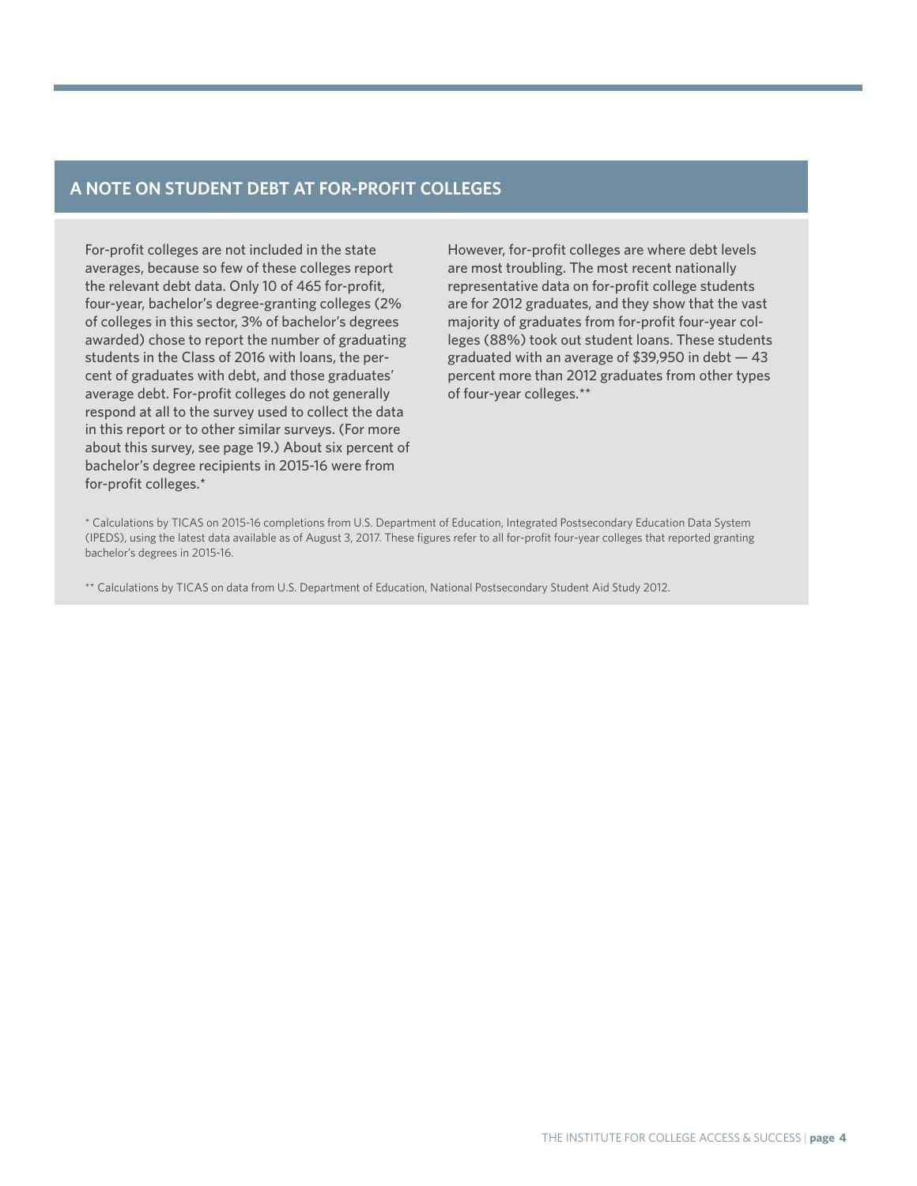## A NOTE ON STUDENT DEBT AT FOR-PROFIT COLLEGES

For-profit colleges are not included in the state averages, because so few of these colleges report the relevant debt data. Only 10 of 465 for-profit, four-year, bachelor's degree-granting colleges (2% of colleges in this sector, 3% of bachelor's degrees awarded) chose to report the number of graduating students in the Class of 2016 with loans, the percent of graduates with debt, and those graduates' average debt. For-profit colleges do not generally respond at all to the survey used to collect the data in this report or to other similar surveys. (For more about this survey, see page 19.) About six percent of bachelor's degree recipients in 2015-16 were from for-profit colleges.*

However, for-profit colleges are where debt levels are most troubling. The most recent nationally representative data on for-profit college students are for 2012 graduates, and they show that the vast majority of graduates from for-profit four-year colleges (88%) took out student loans. These students graduated with an average of $39,950 in debt — 43 percent more than 2012 graduates from other types of four-year colleges.**

* Calculations by TICAS on 2015-16 completions from U.S. Department of Education, Integrated Postsecondary Education Data System (IPEDS), using the latest data available as of August 3, 2017. These figures refer to all for-profit four-year colleges that reported granting bachelor's degrees in 2015-16.

** Calculations by TICAS on data from U.S. Department of Education, National Postsecondary Student Aid Study 2012.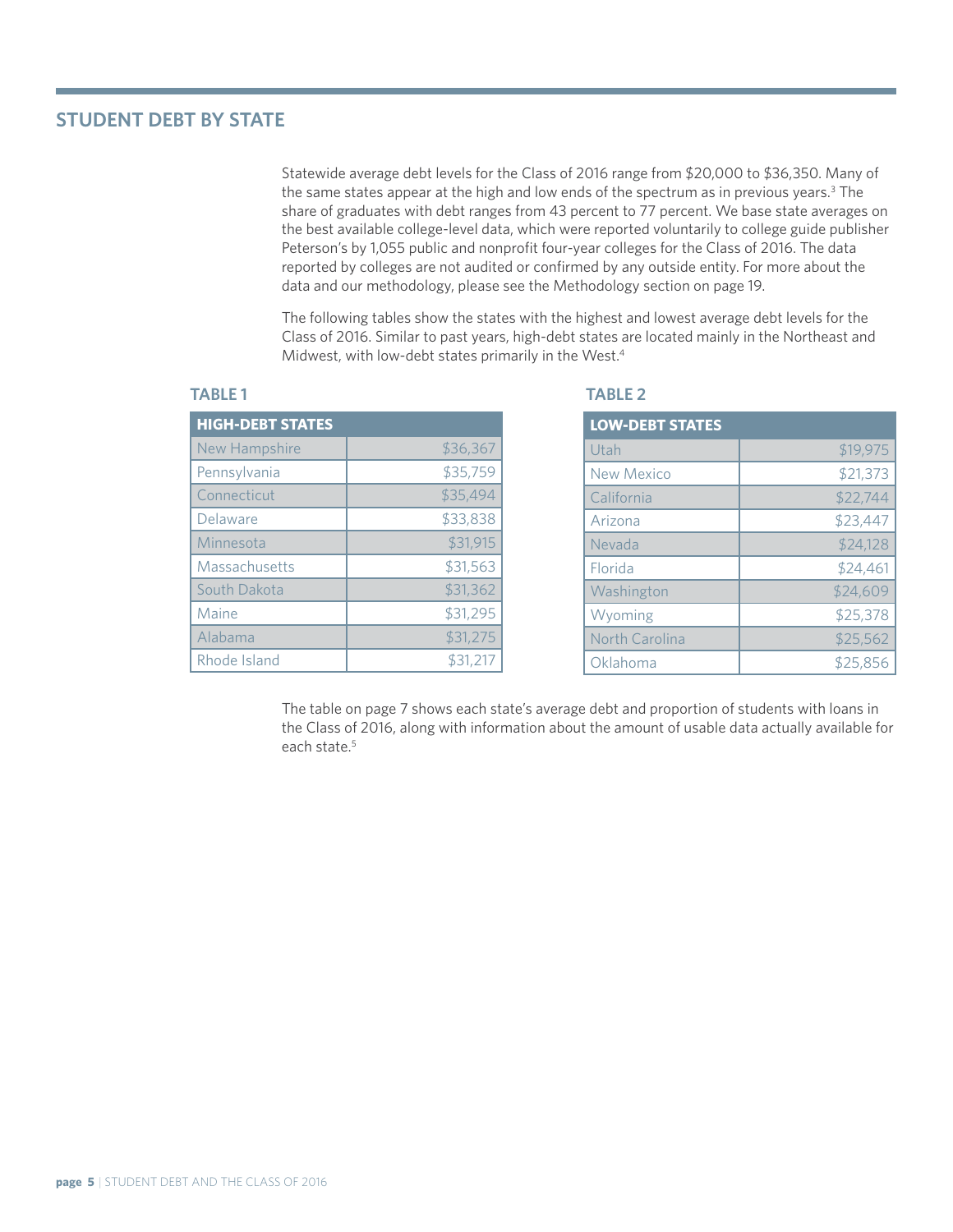## STUDENT DEBT BY STATE

Statewide average debt levels for the Class of 2016 range from $20,000 to $36,350. Many of the same states appear at the high and low ends of the spectrum as in previous years.[3] The share of graduates with debt ranges from 43 percent to 77 percent. We base state averages on the best available college-level data, which were reported voluntarily to college guide publisher Peterson's by 1,055 public and nonprofit four-year colleges for the Class of 2016. The data reported by colleges are not audited or confirmed by any outside entity. For more about the data and our methodology, please see the Methodology section on page 19.

The following tables show the states with the highest and lowest average debt levels for the Class of 2016. Similar to past years, high-debt states are located mainly in the Northeast and Midwest, with low-debt states primarily in the West.[4]

### TABLE 1

| HIGH-DEBT STATES | |
|---|---|
| New Hampshire | $36,367 |
| Pennsylvania | $35,759 |
| Connecticut | $35,494 |
| Delaware | $33,838 |
| Minnesota | $31,915 |
| Massachusetts | $31,563 |
| South Dakota | $31,362 |
| Maine | $31,295 |
| Alabama | $31,275 |
| Rhode Island | $31,217 |

### TABLE 2

| LOW-DEBT STATES | |
|---|---|
| Utah | $19,975 |
| New Mexico | $21,373 |
| California | $22,744 |
| Arizona | $23,447 |
| Nevada | $24,128 |
| Florida | $24,461 |
| Washington | $24,609 |
| Wyoming | $25,378 |
| North Carolina | $25,562 |
| Oklahoma | $25,856 |

The table on page 7 shows each state's average debt and proportion of students with loans in the Class of 2016, along with information about the amount of usable data actually available for each state.[5]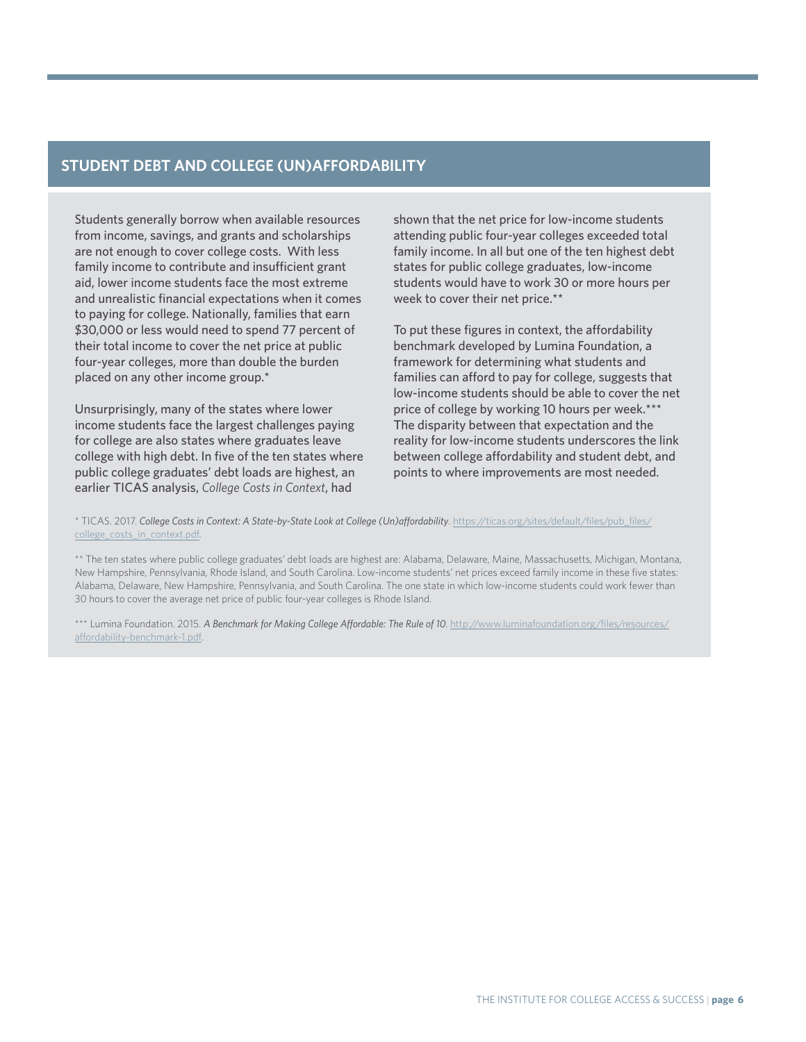## STUDENT DEBT AND COLLEGE (UN)AFFORDABILITY

Students generally borrow when available resources from income, savings, and grants and scholarships are not enough to cover college costs. With less family income to contribute and insufficient grant aid, lower income students face the most extreme and unrealistic financial expectations when it comes to paying for college. Nationally, families that earn $30,000 or less would need to spend 77 percent of their total income to cover the net price at public four-year colleges, more than double the burden placed on any other income group.*

Unsurprisingly, many of the states where lower income students face the largest challenges paying for college are also states where graduates leave college with high debt. In five of the ten states where public college graduates' debt loads are highest, an earlier TICAS analysis, *College Costs in Context*, had shown that the net price for low-income students attending public four-year colleges exceeded total family income. In all but one of the ten highest debt states for public college graduates, low-income students would have to work 30 or more hours per week to cover their net price.**

To put these figures in context, the affordability benchmark developed by Lumina Foundation, a framework for determining what students and families can afford to pay for college, suggests that low-income students should be able to cover the net price of college by working 10 hours per week.*** The disparity between that expectation and the reality for low-income students underscores the link between college affordability and student debt, and points to where improvements are most needed.

* TICAS. 2017. *College Costs in Context: A State-by-State Look at College (Un)affordability*. https://ticas.org/sites/default/files/pub_files/college_costs_in_context.pdf.

** The ten states where public college graduates' debt loads are highest are: Alabama, Delaware, Maine, Massachusetts, Michigan, Montana, New Hampshire, Pennsylvania, Rhode Island, and South Carolina. Low-income students' net prices exceed family income in these five states: Alabama, Delaware, New Hampshire, Pennsylvania, and South Carolina. The one state in which low-income students could work fewer than 30 hours to cover the average net price of public four-year colleges is Rhode Island.

*** Lumina Foundation. 2015. *A Benchmark for Making College Affordable: The Rule of 10*. http://www.luminafoundation.org/files/resources/affordability-benchmark-1.pdf.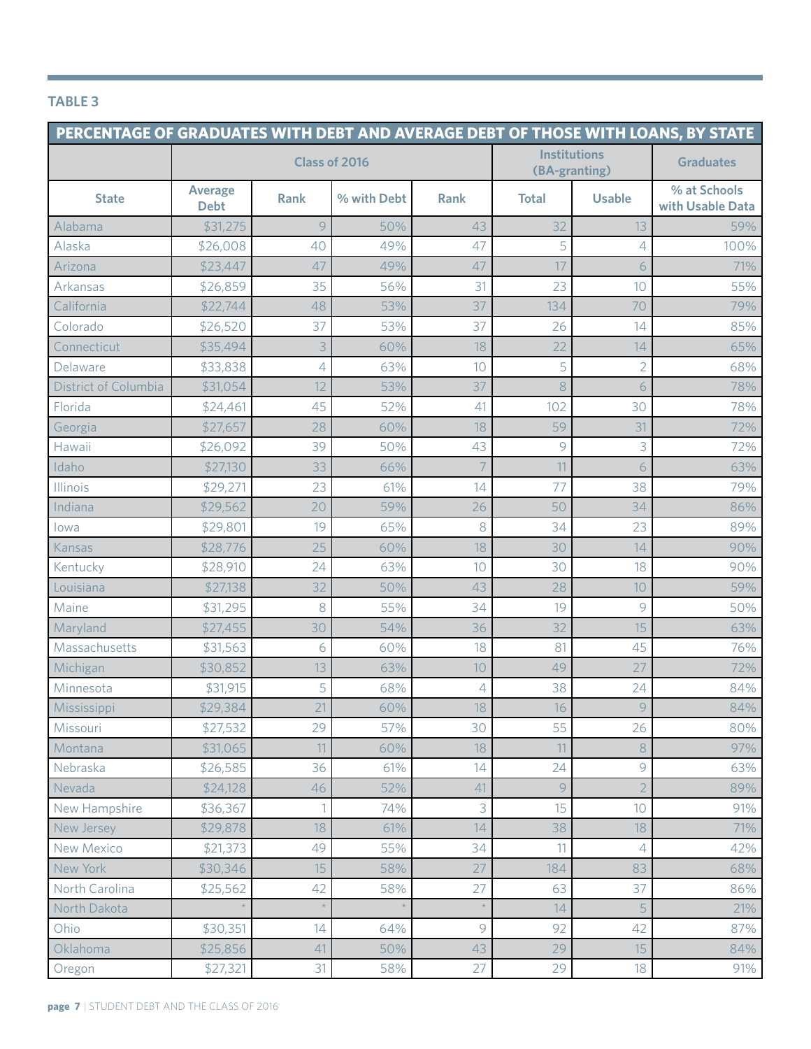**TABLE 3**

| PERCENTAGE OF GRADUATES WITH DEBT AND AVERAGE DEBT OF THOSE WITH LOANS, BY STATE | | | | | | | |
|---|---|---|---|---|---|---|---|
| | Class of 2016 | | | | Institutions (BA-granting) | | Graduates |
| State | Average Debt | Rank | % with Debt | Rank | Total | Usable | % at Schools with Usable Data |
| Alabama | $31,275 | 9 | 50% | 43 | 32 | 13 | 59% |
| Alaska | $26,008 | 40 | 49% | 47 | 5 | 4 | 100% |
| Arizona | $23,447 | 47 | 49% | 47 | 17 | 6 | 71% |
| Arkansas | $26,859 | 35 | 56% | 31 | 23 | 10 | 55% |
| California | $22,744 | 48 | 53% | 37 | 134 | 70 | 79% |
| Colorado | $26,520 | 37 | 53% | 37 | 26 | 14 | 85% |
| Connecticut | $35,494 | 3 | 60% | 18 | 22 | 14 | 65% |
| Delaware | $33,838 | 4 | 63% | 10 | 5 | 2 | 68% |
| District of Columbia | $31,054 | 12 | 53% | 37 | 8 | 6 | 78% |
| Florida | $24,461 | 45 | 52% | 41 | 102 | 30 | 78% |
| Georgia | $27,657 | 28 | 60% | 18 | 59 | 31 | 72% |
| Hawaii | $26,092 | 39 | 50% | 43 | 9 | 3 | 72% |
| Idaho | $27,130 | 33 | 66% | 7 | 11 | 6 | 63% |
| Illinois | $29,271 | 23 | 61% | 14 | 77 | 38 | 79% |
| Indiana | $29,562 | 20 | 59% | 26 | 50 | 34 | 86% |
| Iowa | $29,801 | 19 | 65% | 8 | 34 | 23 | 89% |
| Kansas | $28,776 | 25 | 60% | 18 | 30 | 14 | 90% |
| Kentucky | $28,910 | 24 | 63% | 10 | 30 | 18 | 90% |
| Louisiana | $27,138 | 32 | 50% | 43 | 28 | 10 | 59% |
| Maine | $31,295 | 8 | 55% | 34 | 19 | 9 | 50% |
| Maryland | $27,455 | 30 | 54% | 36 | 32 | 15 | 63% |
| Massachusetts | $31,563 | 6 | 60% | 18 | 81 | 45 | 76% |
| Michigan | $30,852 | 13 | 63% | 10 | 49 | 27 | 72% |
| Minnesota | $31,915 | 5 | 68% | 4 | 38 | 24 | 84% |
| Mississippi | $29,384 | 21 | 60% | 18 | 16 | 9 | 84% |
| Missouri | $27,532 | 29 | 57% | 30 | 55 | 26 | 80% |
| Montana | $31,065 | 11 | 60% | 18 | 11 | 8 | 97% |
| Nebraska | $26,585 | 36 | 61% | 14 | 24 | 9 | 63% |
| Nevada | $24,128 | 46 | 52% | 41 | 9 | 2 | 89% |
| New Hampshire | $36,367 | 1 | 74% | 3 | 15 | 10 | 91% |
| New Jersey | $29,878 | 18 | 61% | 14 | 38 | 18 | 71% |
| New Mexico | $21,373 | 49 | 55% | 34 | 11 | 4 | 42% |
| New York | $30,346 | 15 | 58% | 27 | 184 | 83 | 68% |
| North Carolina | $25,562 | 42 | 58% | 27 | 63 | 37 | 86% |
| North Dakota | * | * | * | * | 14 | 5 | 21% |
| Ohio | $30,351 | 14 | 64% | 9 | 92 | 42 | 87% |
| Oklahoma | $25,856 | 41 | 50% | 43 | 29 | 15 | 84% |
| Oregon | $27,321 | 31 | 58% | 27 | 29 | 18 | 91% |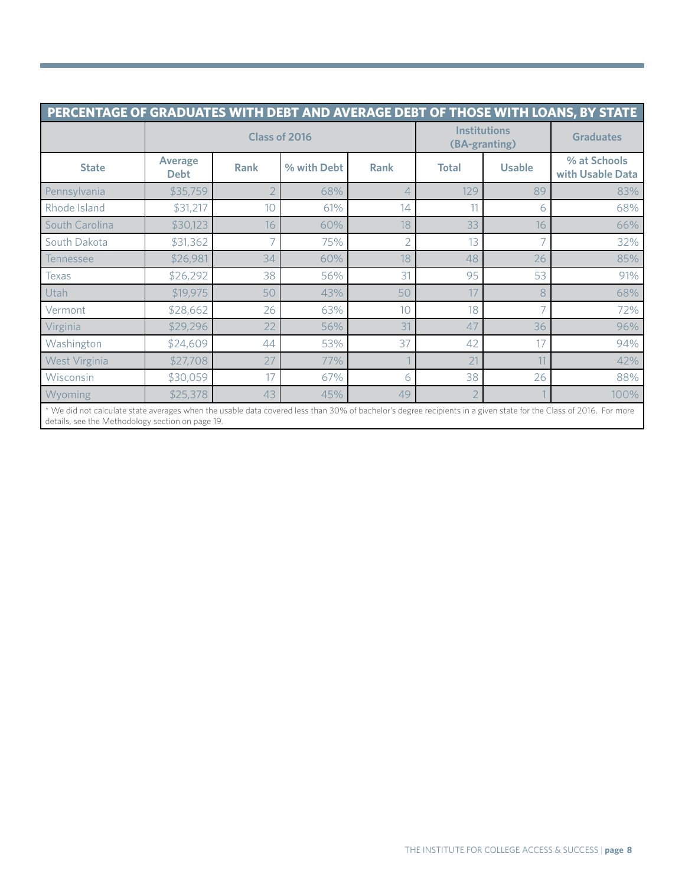| PERCENTAGE OF GRADUATES WITH DEBT AND AVERAGE DEBT OF THOSE WITH LOANS, BY STATE | | | | | | | |
|---|---|---|---|---|---|---|---|
| | Class of 2016 | | | | Institutions (BA-granting) | | Graduates |
| State | Average Debt | Rank | % with Debt | Rank | Total | Usable | % at Schools with Usable Data |
| Pennsylvania | $35,759 | 2 | 68% | 4 | 129 | 89 | 83% |
| Rhode Island | $31,217 | 10 | 61% | 14 | 11 | 6 | 68% |
| South Carolina | $30,123 | 16 | 60% | 18 | 33 | 16 | 66% |
| South Dakota | $31,362 | 7 | 75% | 2 | 13 | 7 | 32% |
| Tennessee | $26,981 | 34 | 60% | 18 | 48 | 26 | 85% |
| Texas | $26,292 | 38 | 56% | 31 | 95 | 53 | 91% |
| Utah | $19,975 | 50 | 43% | 50 | 17 | 8 | 68% |
| Vermont | $28,662 | 26 | 63% | 10 | 18 | 7 | 72% |
| Virginia | $29,296 | 22 | 56% | 31 | 47 | 36 | 96% |
| Washington | $24,609 | 44 | 53% | 37 | 42 | 17 | 94% |
| West Virginia | $27,708 | 27 | 77% | 1 | 21 | 11 | 42% |
| Wisconsin | $30,059 | 17 | 67% | 6 | 38 | 26 | 88% |
| Wyoming | $25,378 | 43 | 45% | 49 | 2 | 1 | 100% |

* We did not calculate state averages when the usable data covered less than 30% of bachelor's degree recipients in a given state for the Class of 2016. For more details, see the Methodology section on page 19.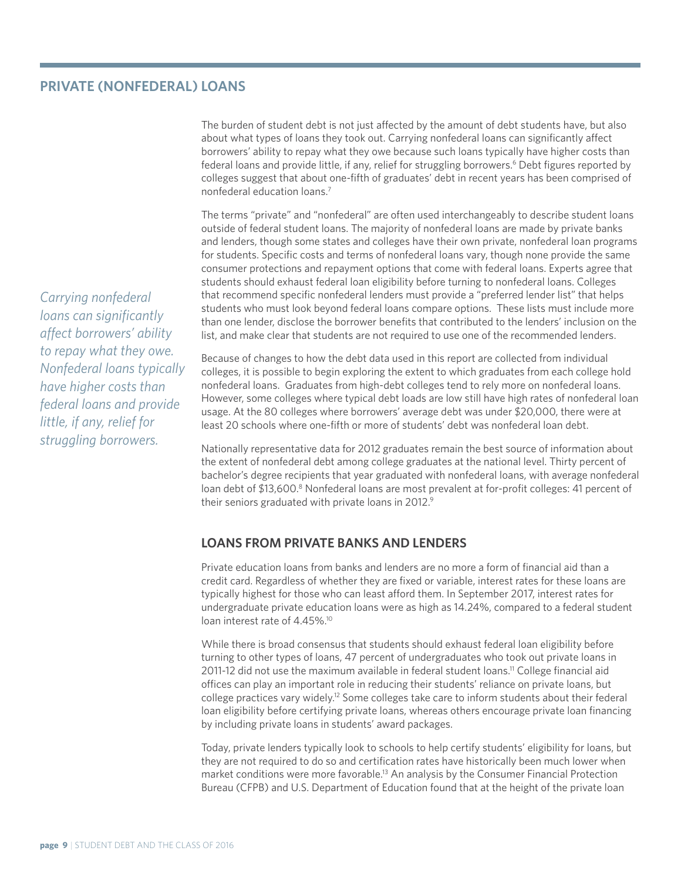## PRIVATE (NONFEDERAL) LOANS

The burden of student debt is not just affected by the amount of debt students have, but also about what types of loans they took out. Carrying nonfederal loans can significantly affect borrowers' ability to repay what they owe because such loans typically have higher costs than federal loans and provide little, if any, relief for struggling borrowers.[6] Debt figures reported by colleges suggest that about one-fifth of graduates' debt in recent years has been comprised of nonfederal education loans.[7]

The terms "private" and "nonfederal" are often used interchangeably to describe student loans outside of federal student loans. The majority of nonfederal loans are made by private banks and lenders, though some states and colleges have their own private, nonfederal loan programs for students. Specific costs and terms of nonfederal loans vary, though none provide the same consumer protections and repayment options that come with federal loans. Experts agree that students should exhaust federal loan eligibility before turning to nonfederal loans. Colleges that recommend specific nonfederal lenders must provide a "preferred lender list" that helps students who must look beyond federal loans compare options. These lists must include more than one lender, disclose the borrower benefits that contributed to the lenders' inclusion on the list, and make clear that students are not required to use one of the recommended lenders.

*Carrying nonfederal loans can significantly affect borrowers' ability to repay what they owe. Nonfederal loans typically have higher costs than federal loans and provide little, if any, relief for struggling borrowers.*

Because of changes to how the debt data used in this report are collected from individual colleges, it is possible to begin exploring the extent to which graduates from each college hold nonfederal loans. Graduates from high-debt colleges tend to rely more on nonfederal loans. However, some colleges where typical debt loads are low still have high rates of nonfederal loan usage. At the 80 colleges where borrowers' average debt was under $20,000, there were at least 20 schools where one-fifth or more of students' debt was nonfederal loan debt.

Nationally representative data for 2012 graduates remain the best source of information about the extent of nonfederal debt among college graduates at the national level. Thirty percent of bachelor's degree recipients that year graduated with nonfederal loans, with average nonfederal loan debt of $13,600.[8] Nonfederal loans are most prevalent at for-profit colleges: 41 percent of their seniors graduated with private loans in 2012.[9]

### LOANS FROM PRIVATE BANKS AND LENDERS

Private education loans from banks and lenders are no more a form of financial aid than a credit card. Regardless of whether they are fixed or variable, interest rates for these loans are typically highest for those who can least afford them. In September 2017, interest rates for undergraduate private education loans were as high as 14.24%, compared to a federal student loan interest rate of 4.45%.[10]

While there is broad consensus that students should exhaust federal loan eligibility before turning to other types of loans, 47 percent of undergraduates who took out private loans in 2011-12 did not use the maximum available in federal student loans.[11] College financial aid offices can play an important role in reducing their students' reliance on private loans, but college practices vary widely.[12] Some colleges take care to inform students about their federal loan eligibility before certifying private loans, whereas others encourage private loan financing by including private loans in students' award packages.

Today, private lenders typically look to schools to help certify students' eligibility for loans, but they are not required to do so and certification rates have historically been much lower when market conditions were more favorable.[13] An analysis by the Consumer Financial Protection Bureau (CFPB) and U.S. Department of Education found that at the height of the private loan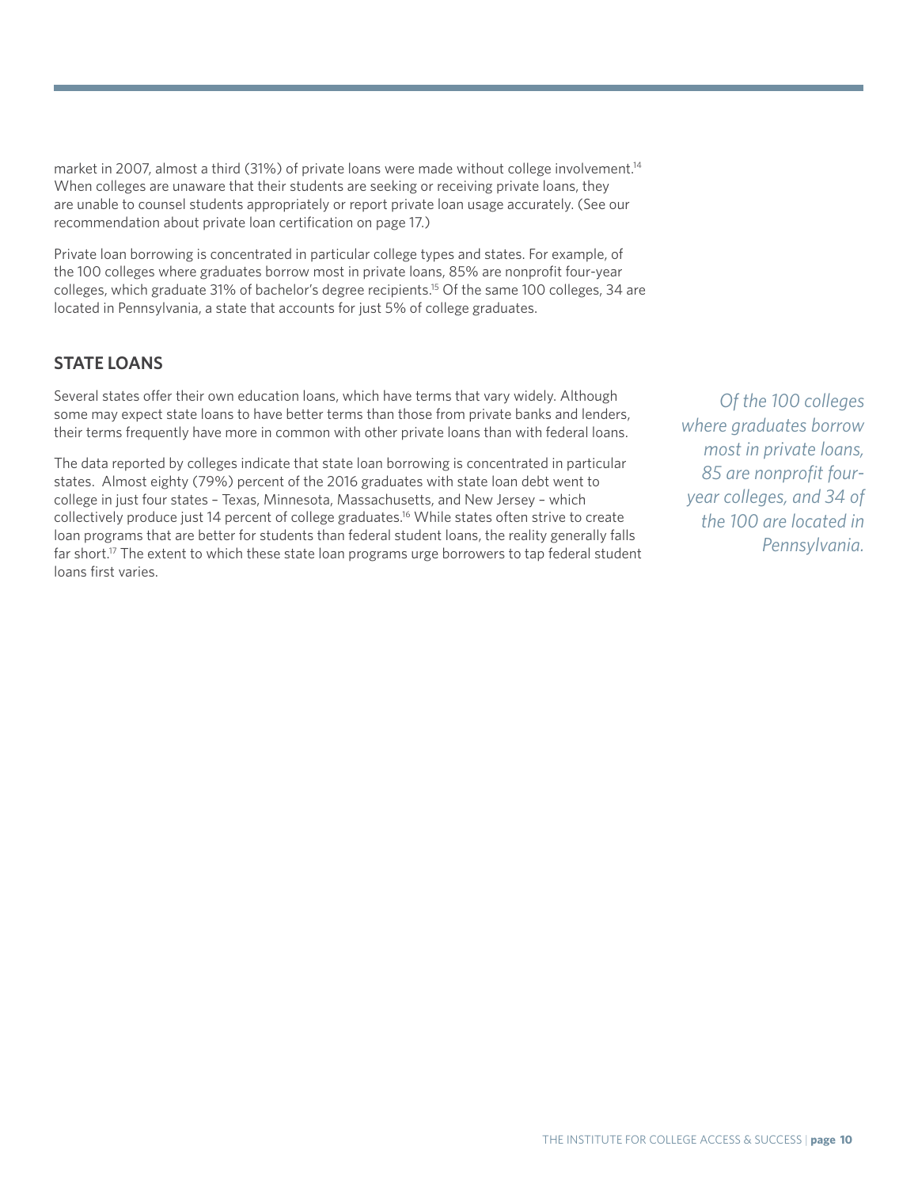market in 2007, almost a third (31%) of private loans were made without college involvement.[14] When colleges are unaware that their students are seeking or receiving private loans, they are unable to counsel students appropriately or report private loan usage accurately. (See our recommendation about private loan certification on page 17.)

Private loan borrowing is concentrated in particular college types and states. For example, of the 100 colleges where graduates borrow most in private loans, 85% are nonprofit four-year colleges, which graduate 31% of bachelor's degree recipients.[15] Of the same 100 colleges, 34 are located in Pennsylvania, a state that accounts for just 5% of college graduates.

## STATE LOANS

Several states offer their own education loans, which have terms that vary widely. Although some may expect state loans to have better terms than those from private banks and lenders, their terms frequently have more in common with other private loans than with federal loans.

The data reported by colleges indicate that state loan borrowing is concentrated in particular states. Almost eighty (79%) percent of the 2016 graduates with state loan debt went to college in just four states – Texas, Minnesota, Massachusetts, and New Jersey – which collectively produce just 14 percent of college graduates.[16] While states often strive to create loan programs that are better for students than federal student loans, the reality generally falls far short.[17] The extent to which these state loan programs urge borrowers to tap federal student loans first varies.

*Of the 100 colleges where graduates borrow most in private loans, 85 are nonprofit four-year colleges, and 34 of the 100 are located in Pennsylvania.*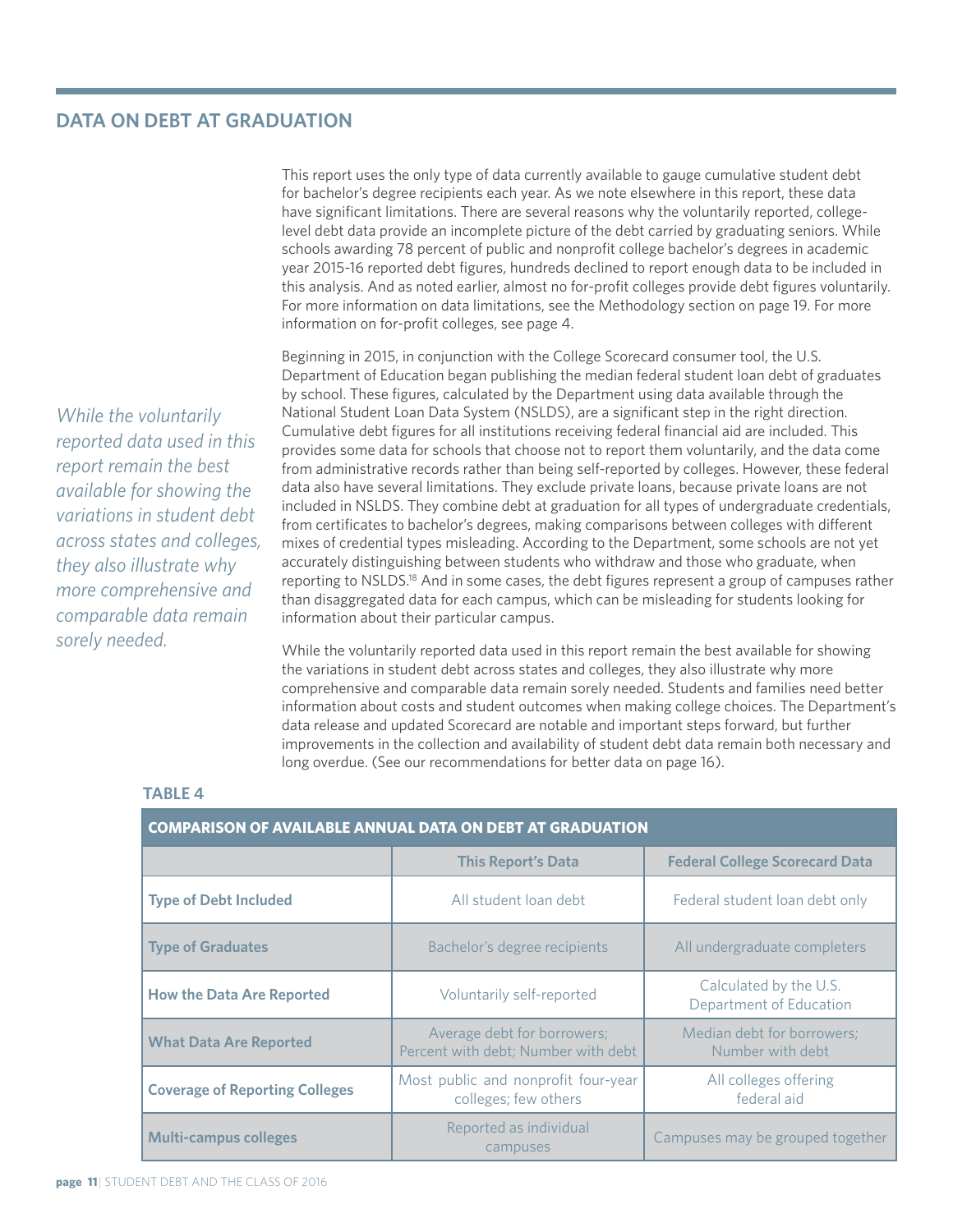## DATA ON DEBT AT GRADUATION

This report uses the only type of data currently available to gauge cumulative student debt for bachelor's degree recipients each year. As we note elsewhere in this report, these data have significant limitations. There are several reasons why the voluntarily reported, college-level debt data provide an incomplete picture of the debt carried by graduating seniors. While schools awarding 78 percent of public and nonprofit college bachelor's degrees in academic year 2015-16 reported debt figures, hundreds declined to report enough data to be included in this analysis. And as noted earlier, almost no for-profit colleges provide debt figures voluntarily. For more information on data limitations, see the Methodology section on page 19. For more information on for-profit colleges, see page 4.

Beginning in 2015, in conjunction with the College Scorecard consumer tool, the U.S. Department of Education began publishing the median federal student loan debt of graduates by school. These figures, calculated by the Department using data available through the National Student Loan Data System (NSLDS), are a significant step in the right direction. Cumulative debt figures for all institutions receiving federal financial aid are included. This provides some data for schools that choose not to report them voluntarily, and the data come from administrative records rather than being self-reported by colleges. However, these federal data also have several limitations. They exclude private loans, because private loans are not included in NSLDS. They combine debt at graduation for all types of undergraduate credentials, from certificates to bachelor's degrees, making comparisons between colleges with different mixes of credential types misleading. According to the Department, some schools are not yet accurately distinguishing between students who withdraw and those who graduate, when reporting to NSLDS.[18] And in some cases, the debt figures represent a group of campuses rather than disaggregated data for each campus, which can be misleading for students looking for information about their particular campus.

*While the voluntarily reported data used in this report remain the best available for showing the variations in student debt across states and colleges, they also illustrate why more comprehensive and comparable data remain sorely needed.*

While the voluntarily reported data used in this report remain the best available for showing the variations in student debt across states and colleges, they also illustrate why more comprehensive and comparable data remain sorely needed. Students and families need better information about costs and student outcomes when making college choices. The Department's data release and updated Scorecard are notable and important steps forward, but further improvements in the collection and availability of student debt data remain both necessary and long overdue. (See our recommendations for better data on page 16).

**TABLE 4**

**COMPARISON OF AVAILABLE ANNUAL DATA ON DEBT AT GRADUATION**

| | This Report's Data | Federal College Scorecard Data |
|---|---|---|
| **Type of Debt Included** | All student loan debt | Federal student loan debt only |
| **Type of Graduates** | Bachelor's degree recipients | All undergraduate completers |
| **How the Data Are Reported** | Voluntarily self-reported | Calculated by the U.S. Department of Education |
| **What Data Are Reported** | Average debt for borrowers; Percent with debt; Number with debt | Median debt for borrowers; Number with debt |
| **Coverage of Reporting Colleges** | Most public and nonprofit four-year colleges; few others | All colleges offering federal aid |
| **Multi-campus colleges** | Reported as individual campuses | Campuses may be grouped together |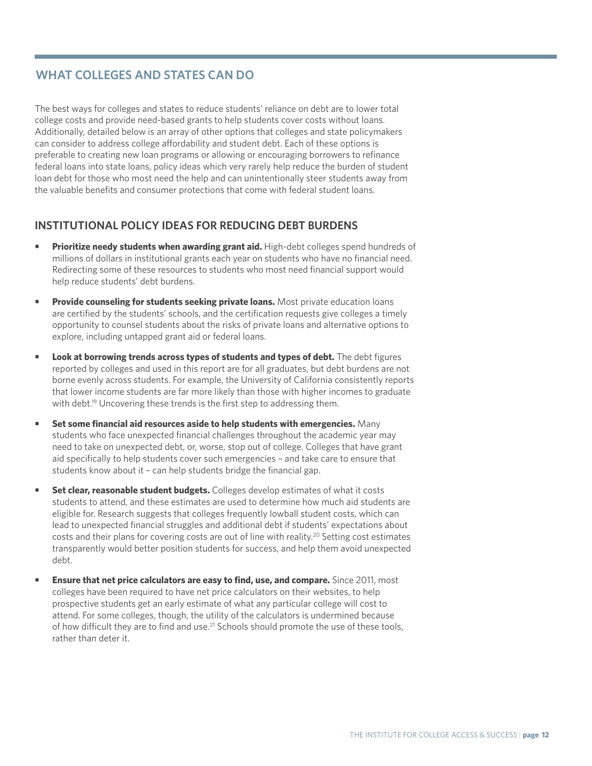## WHAT COLLEGES AND STATES CAN DO

The best ways for colleges and states to reduce students' reliance on debt are to lower total college costs and provide need-based grants to help students cover costs without loans. Additionally, detailed below is an array of other options that colleges and state policymakers can consider to address college affordability and student debt. Each of these options is preferable to creating new loan programs or allowing or encouraging borrowers to refinance federal loans into state loans, policy ideas which very rarely help reduce the burden of student loan debt for those who most need the help and can unintentionally steer students away from the valuable benefits and consumer protections that come with federal student loans.

### INSTITUTIONAL POLICY IDEAS FOR REDUCING DEBT BURDENS

- **Prioritize needy students when awarding grant aid.** High-debt colleges spend hundreds of millions of dollars in institutional grants each year on students who have no financial need. Redirecting some of these resources to students who most need financial support would help reduce students' debt burdens.
- **Provide counseling for students seeking private loans.** Most private education loans are certified by the students' schools, and the certification requests give colleges a timely opportunity to counsel students about the risks of private loans and alternative options to explore, including untapped grant aid or federal loans.
- **Look at borrowing trends across types of students and types of debt.** The debt figures reported by colleges and used in this report are for all graduates, but debt burdens are not borne evenly across students. For example, the University of California consistently reports that lower income students are far more likely than those with higher incomes to graduate with debt.[19] Uncovering these trends is the first step to addressing them.
- **Set some financial aid resources aside to help students with emergencies.** Many students who face unexpected financial challenges throughout the academic year may need to take on unexpected debt, or, worse, stop out of college. Colleges that have grant aid specifically to help students cover such emergencies – and take care to ensure that students know about it – can help students bridge the financial gap.
- **Set clear, reasonable student budgets.** Colleges develop estimates of what it costs students to attend, and these estimates are used to determine how much aid students are eligible for. Research suggests that colleges frequently lowball student costs, which can lead to unexpected financial struggles and additional debt if students' expectations about costs and their plans for covering costs are out of line with reality.[20] Setting cost estimates transparently would better position students for success, and help them avoid unexpected debt.
- **Ensure that net price calculators are easy to find, use, and compare.** Since 2011, most colleges have been required to have net price calculators on their websites, to help prospective students get an early estimate of what any particular college will cost to attend. For some colleges, though, the utility of the calculators is undermined because of how difficult they are to find and use.[21] Schools should promote the use of these tools, rather than deter it.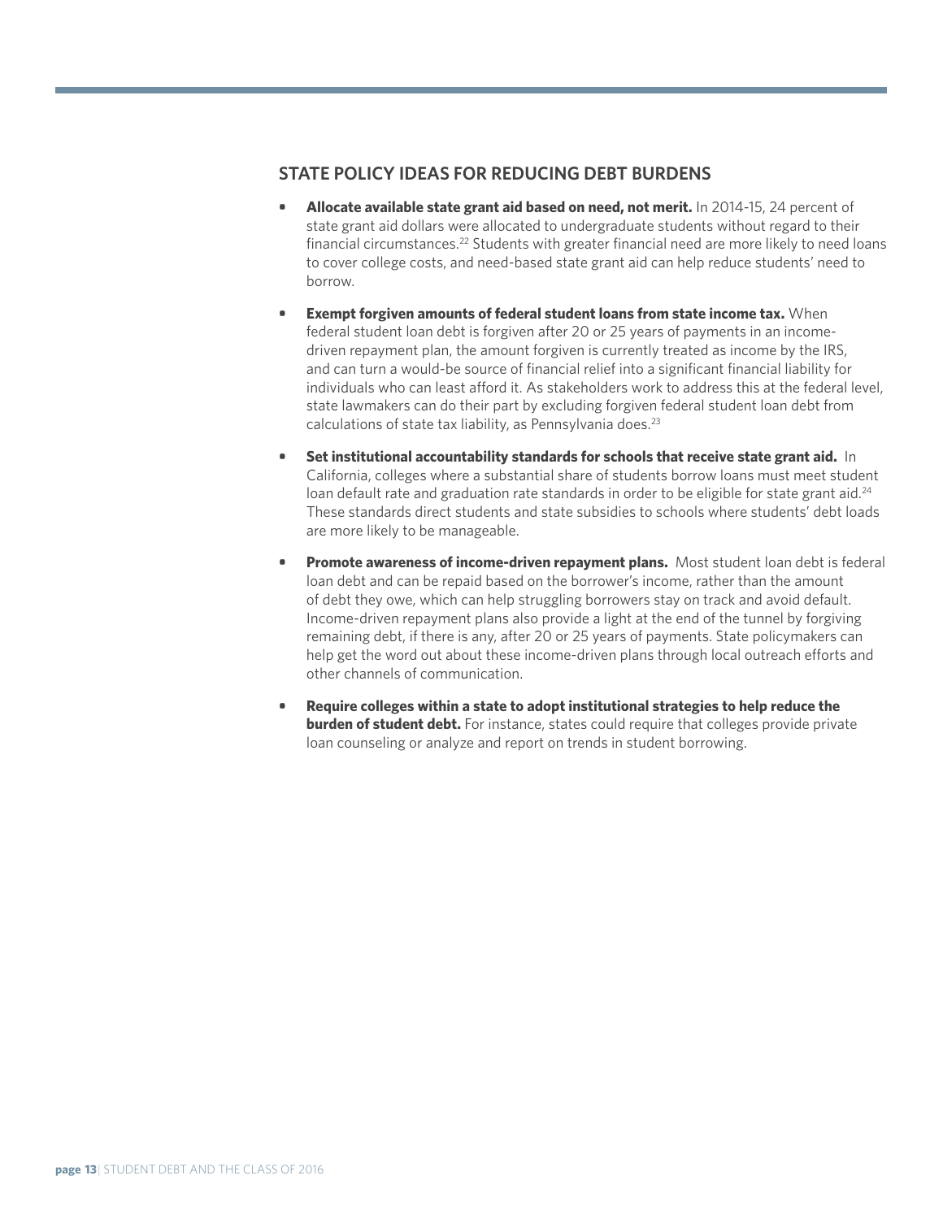## STATE POLICY IDEAS FOR REDUCING DEBT BURDENS

- **Allocate available state grant aid based on need, not merit.** In 2014-15, 24 percent of state grant aid dollars were allocated to undergraduate students without regard to their financial circumstances.[22] Students with greater financial need are more likely to need loans to cover college costs, and need-based state grant aid can help reduce students' need to borrow.
- **Exempt forgiven amounts of federal student loans from state income tax.** When federal student loan debt is forgiven after 20 or 25 years of payments in an income-driven repayment plan, the amount forgiven is currently treated as income by the IRS, and can turn a would-be source of financial relief into a significant financial liability for individuals who can least afford it. As stakeholders work to address this at the federal level, state lawmakers can do their part by excluding forgiven federal student loan debt from calculations of state tax liability, as Pennsylvania does.[23]
- **Set institutional accountability standards for schools that receive state grant aid.** In California, colleges where a substantial share of students borrow loans must meet student loan default rate and graduation rate standards in order to be eligible for state grant aid.[24] These standards direct students and state subsidies to schools where students' debt loads are more likely to be manageable.
- **Promote awareness of income-driven repayment plans.** Most student loan debt is federal loan debt and can be repaid based on the borrower's income, rather than the amount of debt they owe, which can help struggling borrowers stay on track and avoid default. Income-driven repayment plans also provide a light at the end of the tunnel by forgiving remaining debt, if there is any, after 20 or 25 years of payments. State policymakers can help get the word out about these income-driven plans through local outreach efforts and other channels of communication.
- **Require colleges within a state to adopt institutional strategies to help reduce the burden of student debt.** For instance, states could require that colleges provide private loan counseling or analyze and report on trends in student borrowing.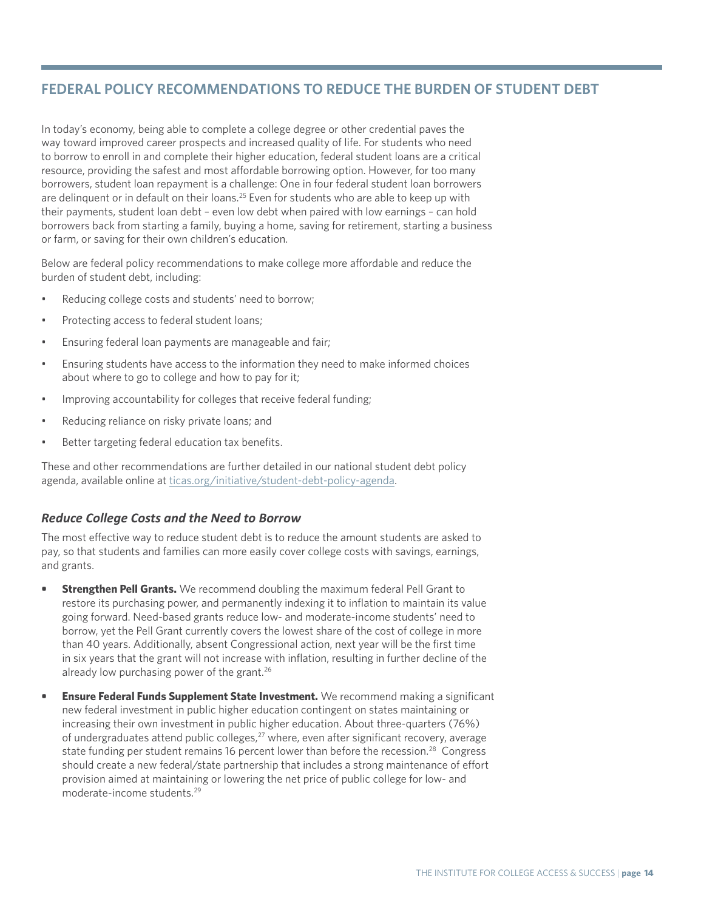## FEDERAL POLICY RECOMMENDATIONS TO REDUCE THE BURDEN OF STUDENT DEBT

In today's economy, being able to complete a college degree or other credential paves the way toward improved career prospects and increased quality of life. For students who need to borrow to enroll in and complete their higher education, federal student loans are a critical resource, providing the safest and most affordable borrowing option. However, for too many borrowers, student loan repayment is a challenge: One in four federal student loan borrowers are delinquent or in default on their loans.[25] Even for students who are able to keep up with their payments, student loan debt – even low debt when paired with low earnings – can hold borrowers back from starting a family, buying a home, saving for retirement, starting a business or farm, or saving for their own children's education.

Below are federal policy recommendations to make college more affordable and reduce the burden of student debt, including:

- Reducing college costs and students' need to borrow;
- Protecting access to federal student loans;
- Ensuring federal loan payments are manageable and fair;
- Ensuring students have access to the information they need to make informed choices about where to go to college and how to pay for it;
- Improving accountability for colleges that receive federal funding;
- Reducing reliance on risky private loans; and
- Better targeting federal education tax benefits.

These and other recommendations are further detailed in our national student debt policy agenda, available online at ticas.org/initiative/student-debt-policy-agenda.

### *Reduce College Costs and the Need to Borrow*

The most effective way to reduce student debt is to reduce the amount students are asked to pay, so that students and families can more easily cover college costs with savings, earnings, and grants.

- **Strengthen Pell Grants.** We recommend doubling the maximum federal Pell Grant to restore its purchasing power, and permanently indexing it to inflation to maintain its value going forward. Need-based grants reduce low- and moderate-income students' need to borrow, yet the Pell Grant currently covers the lowest share of the cost of college in more than 40 years. Additionally, absent Congressional action, next year will be the first time in six years that the grant will not increase with inflation, resulting in further decline of the already low purchasing power of the grant.[26]
- **Ensure Federal Funds Supplement State Investment.** We recommend making a significant new federal investment in public higher education contingent on states maintaining or increasing their own investment in public higher education. About three-quarters (76%) of undergraduates attend public colleges,[27] where, even after significant recovery, average state funding per student remains 16 percent lower than before the recession.[28] Congress should create a new federal/state partnership that includes a strong maintenance of effort provision aimed at maintaining or lowering the net price of public college for low- and moderate-income students.[29]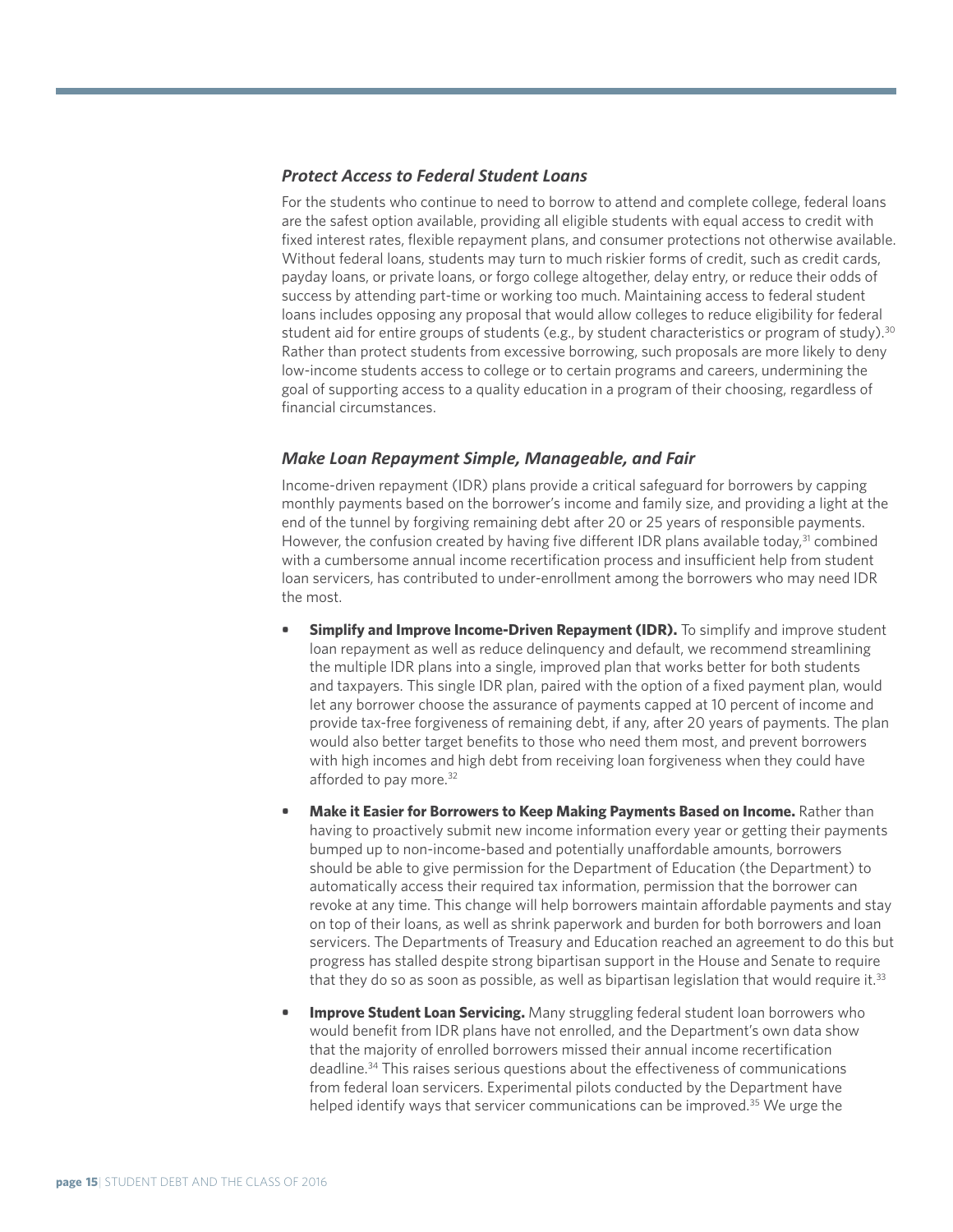### *Protect Access to Federal Student Loans*

For the students who continue to need to borrow to attend and complete college, federal loans are the safest option available, providing all eligible students with equal access to credit with fixed interest rates, flexible repayment plans, and consumer protections not otherwise available. Without federal loans, students may turn to much riskier forms of credit, such as credit cards, payday loans, or private loans, or forgo college altogether, delay entry, or reduce their odds of success by attending part-time or working too much. Maintaining access to federal student loans includes opposing any proposal that would allow colleges to reduce eligibility for federal student aid for entire groups of students (e.g., by student characteristics or program of study).[30] Rather than protect students from excessive borrowing, such proposals are more likely to deny low-income students access to college or to certain programs and careers, undermining the goal of supporting access to a quality education in a program of their choosing, regardless of financial circumstances.

### *Make Loan Repayment Simple, Manageable, and Fair*

Income-driven repayment (IDR) plans provide a critical safeguard for borrowers by capping monthly payments based on the borrower's income and family size, and providing a light at the end of the tunnel by forgiving remaining debt after 20 or 25 years of responsible payments. However, the confusion created by having five different IDR plans available today,[31] combined with a cumbersome annual income recertification process and insufficient help from student loan servicers, has contributed to under-enrollment among the borrowers who may need IDR the most.

- **Simplify and Improve Income-Driven Repayment (IDR).** To simplify and improve student loan repayment as well as reduce delinquency and default, we recommend streamlining the multiple IDR plans into a single, improved plan that works better for both students and taxpayers. This single IDR plan, paired with the option of a fixed payment plan, would let any borrower choose the assurance of payments capped at 10 percent of income and provide tax-free forgiveness of remaining debt, if any, after 20 years of payments. The plan would also better target benefits to those who need them most, and prevent borrowers with high incomes and high debt from receiving loan forgiveness when they could have afforded to pay more.[32]

- **Make it Easier for Borrowers to Keep Making Payments Based on Income.** Rather than having to proactively submit new income information every year or getting their payments bumped up to non-income-based and potentially unaffordable amounts, borrowers should be able to give permission for the Department of Education (the Department) to automatically access their required tax information, permission that the borrower can revoke at any time. This change will help borrowers maintain affordable payments and stay on top of their loans, as well as shrink paperwork and burden for both borrowers and loan servicers. The Departments of Treasury and Education reached an agreement to do this but progress has stalled despite strong bipartisan support in the House and Senate to require that they do so as soon as possible, as well as bipartisan legislation that would require it.[33]

- **Improve Student Loan Servicing.** Many struggling federal student loan borrowers who would benefit from IDR plans have not enrolled, and the Department's own data show that the majority of enrolled borrowers missed their annual income recertification deadline.[34] This raises serious questions about the effectiveness of communications from federal loan servicers. Experimental pilots conducted by the Department have helped identify ways that servicer communications can be improved.[35] We urge the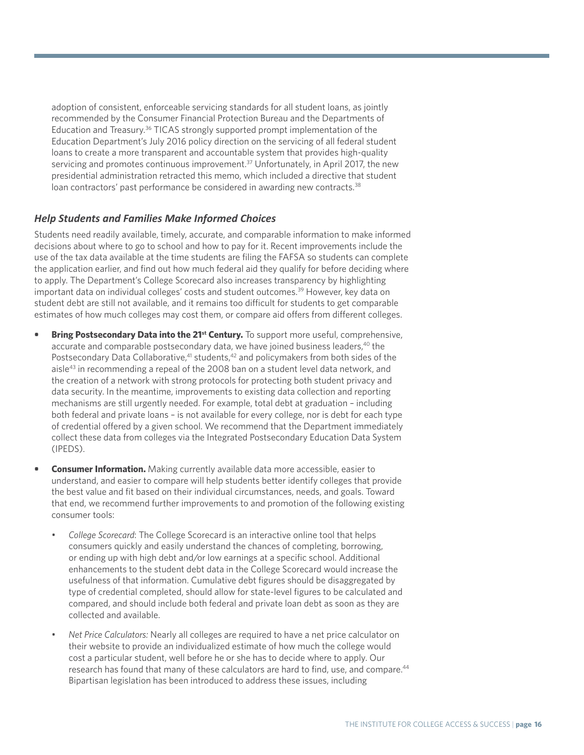adoption of consistent, enforceable servicing standards for all student loans, as jointly recommended by the Consumer Financial Protection Bureau and the Departments of Education and Treasury.[36] TICAS strongly supported prompt implementation of the Education Department's July 2016 policy direction on the servicing of all federal student loans to create a more transparent and accountable system that provides high-quality servicing and promotes continuous improvement.[37] Unfortunately, in April 2017, the new presidential administration retracted this memo, which included a directive that student loan contractors' past performance be considered in awarding new contracts.[38]

### *Help Students and Families Make Informed Choices*

Students need readily available, timely, accurate, and comparable information to make informed decisions about where to go to school and how to pay for it. Recent improvements include the use of the tax data available at the time students are filing the FAFSA so students can complete the application earlier, and find out how much federal aid they qualify for before deciding where to apply. The Department's College Scorecard also increases transparency by highlighting important data on individual colleges' costs and student outcomes.[39] However, key data on student debt are still not available, and it remains too difficult for students to get comparable estimates of how much colleges may cost them, or compare aid offers from different colleges.

- **Bring Postsecondary Data into the 21st Century.** To support more useful, comprehensive, accurate and comparable postsecondary data, we have joined business leaders,[40] the Postsecondary Data Collaborative,[41] students,[42] and policymakers from both sides of the aisle[43] in recommending a repeal of the 2008 ban on a student level data network, and the creation of a network with strong protocols for protecting both student privacy and data security. In the meantime, improvements to existing data collection and reporting mechanisms are still urgently needed. For example, total debt at graduation – including both federal and private loans – is not available for every college, nor is debt for each type of credential offered by a given school. We recommend that the Department immediately collect these data from colleges via the Integrated Postsecondary Education Data System (IPEDS).
- **Consumer Information.** Making currently available data more accessible, easier to understand, and easier to compare will help students better identify colleges that provide the best value and fit based on their individual circumstances, needs, and goals. Toward that end, we recommend further improvements to and promotion of the following existing consumer tools:
    - *College Scorecard*: The College Scorecard is an interactive online tool that helps consumers quickly and easily understand the chances of completing, borrowing, or ending up with high debt and/or low earnings at a specific school. Additional enhancements to the student debt data in the College Scorecard would increase the usefulness of that information. Cumulative debt figures should be disaggregated by type of credential completed, should allow for state-level figures to be calculated and compared, and should include both federal and private loan debt as soon as they are collected and available.
    - *Net Price Calculators:* Nearly all colleges are required to have a net price calculator on their website to provide an individualized estimate of how much the college would cost a particular student, well before he or she has to decide where to apply. Our research has found that many of these calculators are hard to find, use, and compare.[44] Bipartisan legislation has been introduced to address these issues, including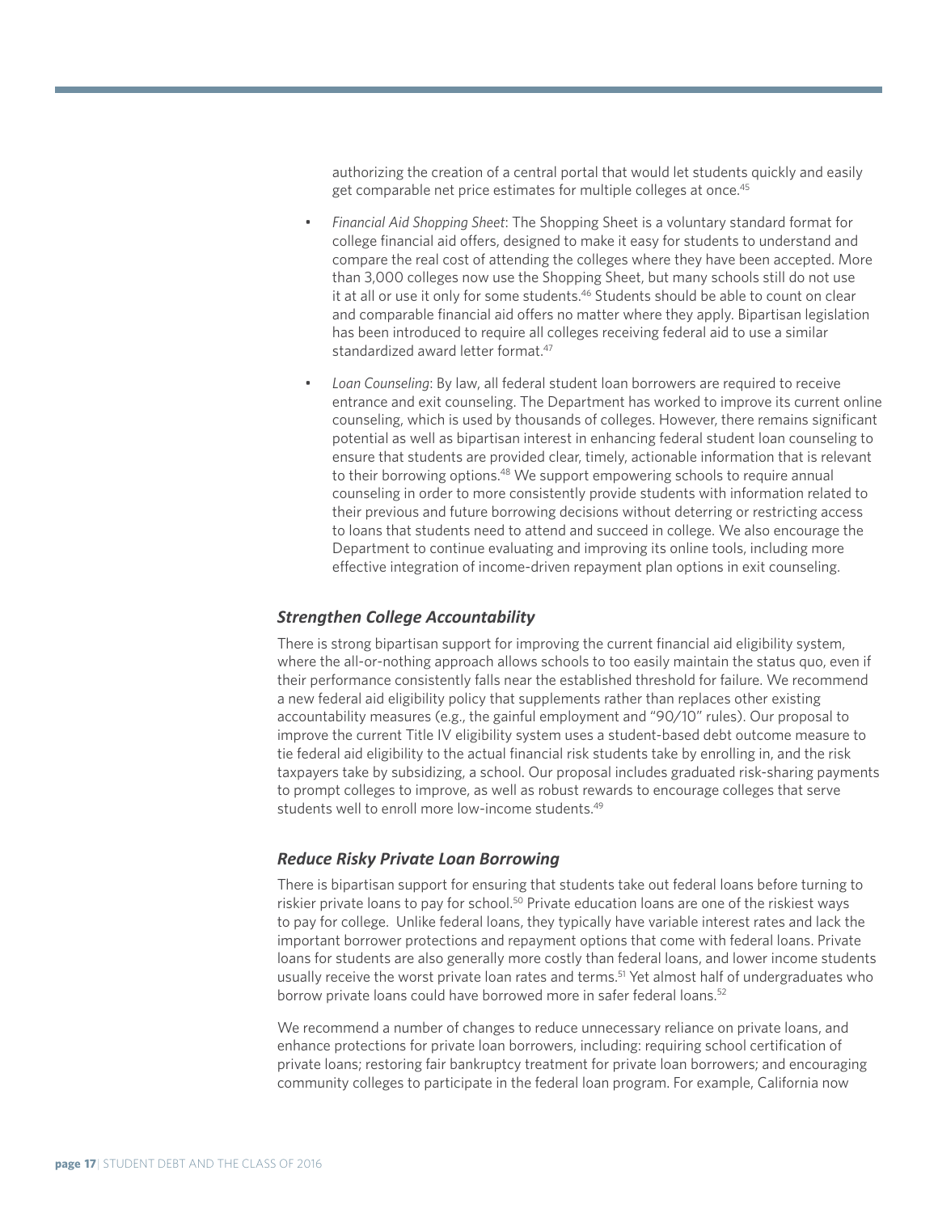authorizing the creation of a central portal that would let students quickly and easily get comparable net price estimates for multiple colleges at once.[45]

- *Financial Aid Shopping Sheet*: The Shopping Sheet is a voluntary standard format for college financial aid offers, designed to make it easy for students to understand and compare the real cost of attending the colleges where they have been accepted. More than 3,000 colleges now use the Shopping Sheet, but many schools still do not use it at all or use it only for some students.[46] Students should be able to count on clear and comparable financial aid offers no matter where they apply. Bipartisan legislation has been introduced to require all colleges receiving federal aid to use a similar standardized award letter format.[47]
- *Loan Counseling*: By law, all federal student loan borrowers are required to receive entrance and exit counseling. The Department has worked to improve its current online counseling, which is used by thousands of colleges. However, there remains significant potential as well as bipartisan interest in enhancing federal student loan counseling to ensure that students are provided clear, timely, actionable information that is relevant to their borrowing options.[48] We support empowering schools to require annual counseling in order to more consistently provide students with information related to their previous and future borrowing decisions without deterring or restricting access to loans that students need to attend and succeed in college. We also encourage the Department to continue evaluating and improving its online tools, including more effective integration of income-driven repayment plan options in exit counseling.

### *Strengthen College Accountability*

There is strong bipartisan support for improving the current financial aid eligibility system, where the all-or-nothing approach allows schools to too easily maintain the status quo, even if their performance consistently falls near the established threshold for failure. We recommend a new federal aid eligibility policy that supplements rather than replaces other existing accountability measures (e.g., the gainful employment and "90/10" rules). Our proposal to improve the current Title IV eligibility system uses a student-based debt outcome measure to tie federal aid eligibility to the actual financial risk students take by enrolling in, and the risk taxpayers take by subsidizing, a school. Our proposal includes graduated risk-sharing payments to prompt colleges to improve, as well as robust rewards to encourage colleges that serve students well to enroll more low-income students.[49]

### *Reduce Risky Private Loan Borrowing*

There is bipartisan support for ensuring that students take out federal loans before turning to riskier private loans to pay for school.[50] Private education loans are one of the riskiest ways to pay for college. Unlike federal loans, they typically have variable interest rates and lack the important borrower protections and repayment options that come with federal loans. Private loans for students are also generally more costly than federal loans, and lower income students usually receive the worst private loan rates and terms.[51] Yet almost half of undergraduates who borrow private loans could have borrowed more in safer federal loans.[52]

We recommend a number of changes to reduce unnecessary reliance on private loans, and enhance protections for private loan borrowers, including: requiring school certification of private loans; restoring fair bankruptcy treatment for private loan borrowers; and encouraging community colleges to participate in the federal loan program. For example, California now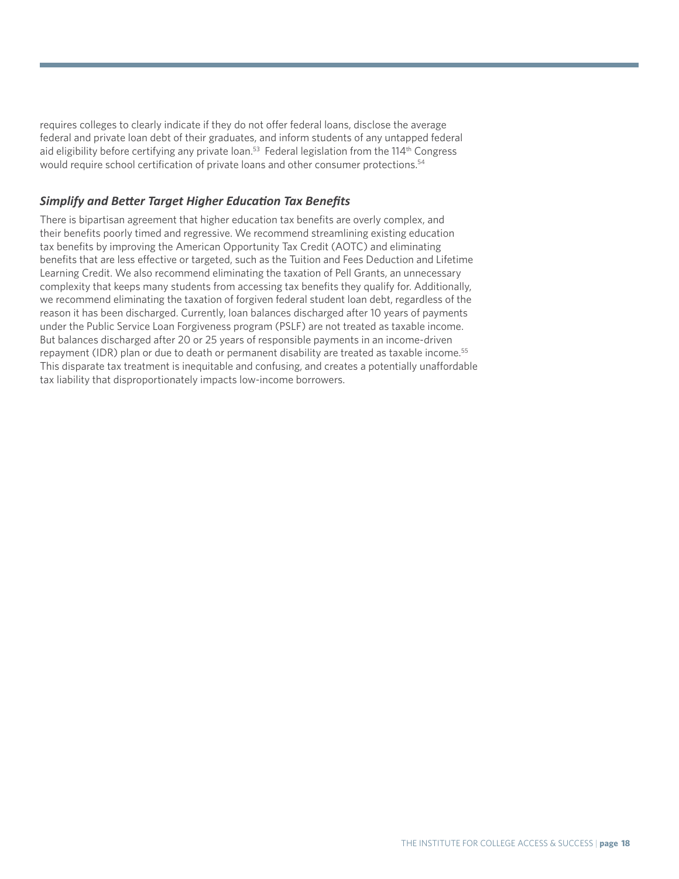requires colleges to clearly indicate if they do not offer federal loans, disclose the average federal and private loan debt of their graduates, and inform students of any untapped federal aid eligibility before certifying any private loan.[53] Federal legislation from the 114th Congress would require school certification of private loans and other consumer protections.[54]

### *Simplify and Better Target Higher Education Tax Benefits*

There is bipartisan agreement that higher education tax benefits are overly complex, and their benefits poorly timed and regressive. We recommend streamlining existing education tax benefits by improving the American Opportunity Tax Credit (AOTC) and eliminating benefits that are less effective or targeted, such as the Tuition and Fees Deduction and Lifetime Learning Credit. We also recommend eliminating the taxation of Pell Grants, an unnecessary complexity that keeps many students from accessing tax benefits they qualify for. Additionally, we recommend eliminating the taxation of forgiven federal student loan debt, regardless of the reason it has been discharged. Currently, loan balances discharged after 10 years of payments under the Public Service Loan Forgiveness program (PSLF) are not treated as taxable income. But balances discharged after 20 or 25 years of responsible payments in an income-driven repayment (IDR) plan or due to death or permanent disability are treated as taxable income.[55] This disparate tax treatment is inequitable and confusing, and creates a potentially unaffordable tax liability that disproportionately impacts low-income borrowers.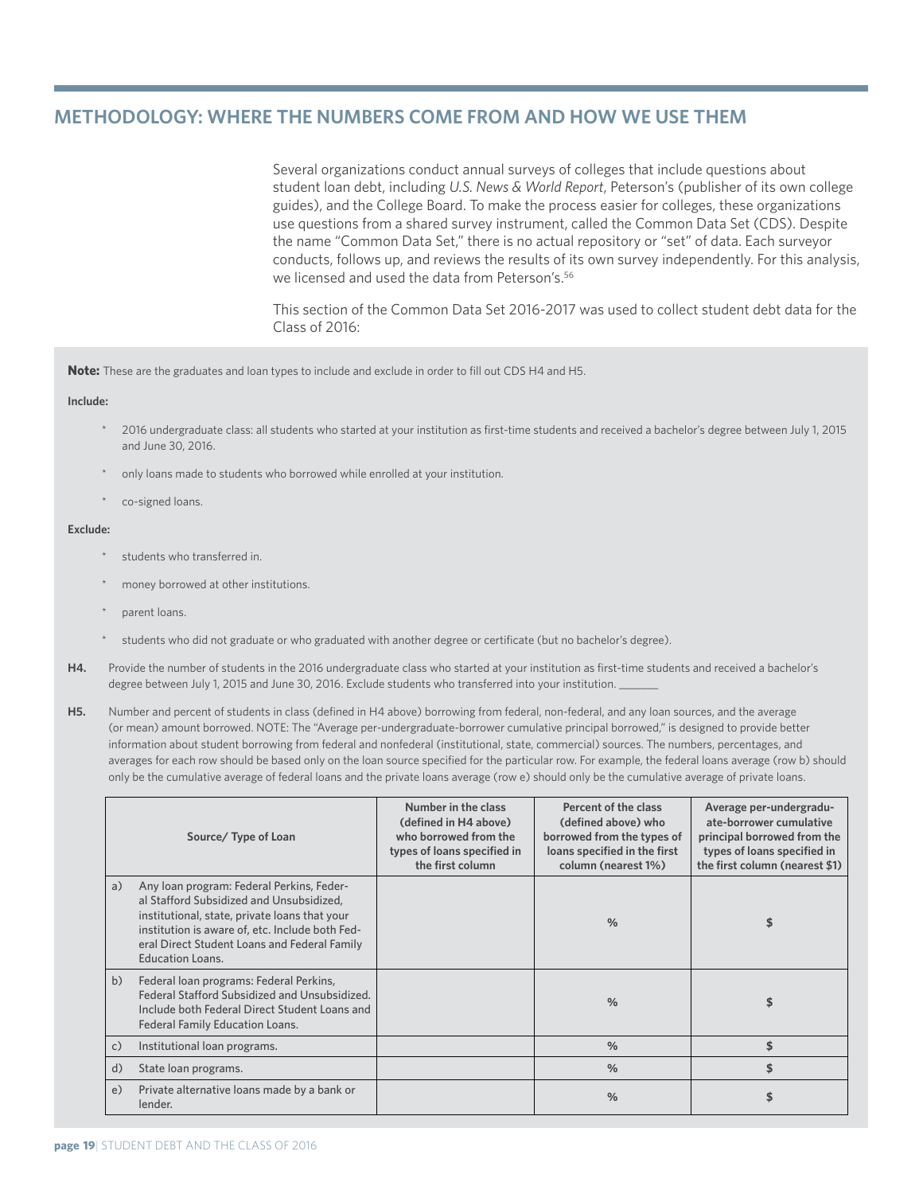## METHODOLOGY: WHERE THE NUMBERS COME FROM AND HOW WE USE THEM

Several organizations conduct annual surveys of colleges that include questions about student loan debt, including *U.S. News & World Report*, Peterson's (publisher of its own college guides), and the College Board. To make the process easier for colleges, these organizations use questions from a shared survey instrument, called the Common Data Set (CDS). Despite the name "Common Data Set," there is no actual repository or "set" of data. Each surveyor conducts, follows up, and reviews the results of its own survey independently. For this analysis, we licensed and used the data from Peterson's.[56]

This section of the Common Data Set 2016-2017 was used to collect student debt data for the Class of 2016:

**Note:** These are the graduates and loan types to include and exclude in order to fill out CDS H4 and H5.

**Include:**

- 2016 undergraduate class: all students who started at your institution as first-time students and received a bachelor's degree between July 1, 2015 and June 30, 2016.
- only loans made to students who borrowed while enrolled at your institution.
- co-signed loans.

**Exclude:**

- students who transferred in.
- money borrowed at other institutions.
- parent loans.
- students who did not graduate or who graduated with another degree or certificate (but no bachelor's degree).

**H4.** Provide the number of students in the 2016 undergraduate class who started at your institution as first-time students and received a bachelor's degree between July 1, 2015 and June 30, 2016. Exclude students who transferred into your institution. _______

**H5.** Number and percent of students in class (defined in H4 above) borrowing from federal, non-federal, and any loan sources, and the average (or mean) amount borrowed. NOTE: The "Average per-undergraduate-borrower cumulative principal borrowed," is designed to provide better information about student borrowing from federal and nonfederal (institutional, state, commercial) sources. The numbers, percentages, and averages for each row should be based only on the loan source specified for the particular row. For example, the federal loans average (row b) should only be the cumulative average of federal loans and the private loans average (row e) should only be the cumulative average of private loans.

| | Source/ Type of Loan | Number in the class (defined in H4 above) who borrowed from the types of loans specified in the first column | Percent of the class (defined above) who borrowed from the types of loans specified in the first column (nearest 1%) | Average per-undergraduate-borrower cumulative principal borrowed from the types of loans specified in the first column (nearest $1) |
|---|---|---|---|---|
| a) | Any loan program: Federal Perkins, Federal Stafford Subsidized and Unsubsidized, institutional, state, private loans that your institution is aware of, etc. Include both Federal Direct Student Loans and Federal Family Education Loans. | | % | $ |
| b) | Federal loan programs: Federal Perkins, Federal Stafford Subsidized and Unsubsidized. Include both Federal Direct Student Loans and Federal Family Education Loans. | | % | $ |
| c) | Institutional loan programs. | | % | $ |
| d) | State loan programs. | | % | $ |
| e) | Private alternative loans made by a bank or lender. | | % | $ |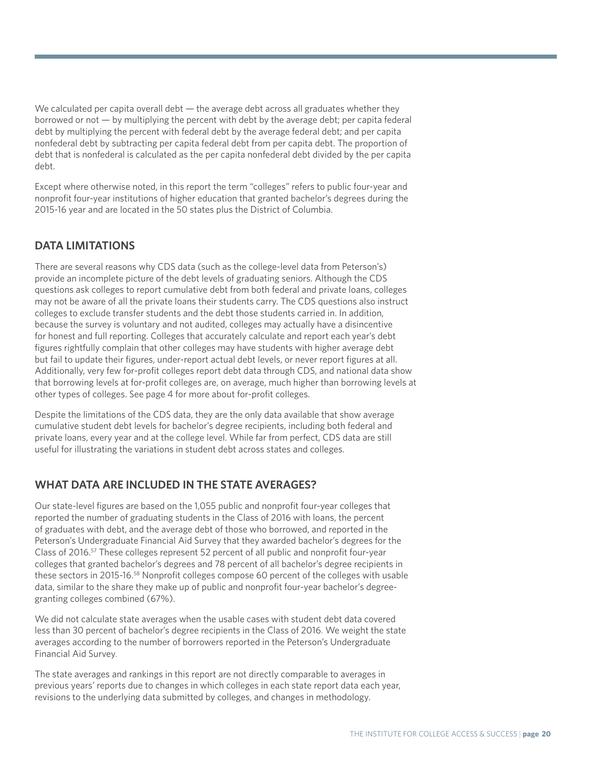We calculated per capita overall debt — the average debt across all graduates whether they borrowed or not — by multiplying the percent with debt by the average debt; per capita federal debt by multiplying the percent with federal debt by the average federal debt; and per capita nonfederal debt by subtracting per capita federal debt from per capita debt. The proportion of debt that is nonfederal is calculated as the per capita nonfederal debt divided by the per capita debt.

Except where otherwise noted, in this report the term "colleges" refers to public four-year and nonprofit four-year institutions of higher education that granted bachelor's degrees during the 2015-16 year and are located in the 50 states plus the District of Columbia.

## DATA LIMITATIONS

There are several reasons why CDS data (such as the college-level data from Peterson's) provide an incomplete picture of the debt levels of graduating seniors. Although the CDS questions ask colleges to report cumulative debt from both federal and private loans, colleges may not be aware of all the private loans their students carry. The CDS questions also instruct colleges to exclude transfer students and the debt those students carried in. In addition, because the survey is voluntary and not audited, colleges may actually have a disincentive for honest and full reporting. Colleges that accurately calculate and report each year's debt figures rightfully complain that other colleges may have students with higher average debt but fail to update their figures, under-report actual debt levels, or never report figures at all. Additionally, very few for-profit colleges report debt data through CDS, and national data show that borrowing levels at for-profit colleges are, on average, much higher than borrowing levels at other types of colleges. See page 4 for more about for-profit colleges.

Despite the limitations of the CDS data, they are the only data available that show average cumulative student debt levels for bachelor's degree recipients, including both federal and private loans, every year and at the college level. While far from perfect, CDS data are still useful for illustrating the variations in student debt across states and colleges.

## WHAT DATA ARE INCLUDED IN THE STATE AVERAGES?

Our state-level figures are based on the 1,055 public and nonprofit four-year colleges that reported the number of graduating students in the Class of 2016 with loans, the percent of graduates with debt, and the average debt of those who borrowed, and reported in the Peterson's Undergraduate Financial Aid Survey that they awarded bachelor's degrees for the Class of 2016.[57] These colleges represent 52 percent of all public and nonprofit four-year colleges that granted bachelor's degrees and 78 percent of all bachelor's degree recipients in these sectors in 2015-16.[58] Nonprofit colleges compose 60 percent of the colleges with usable data, similar to the share they make up of public and nonprofit four-year bachelor's degree-granting colleges combined (67%).

We did not calculate state averages when the usable cases with student debt data covered less than 30 percent of bachelor's degree recipients in the Class of 2016. We weight the state averages according to the number of borrowers reported in the Peterson's Undergraduate Financial Aid Survey.

The state averages and rankings in this report are not directly comparable to averages in previous years' reports due to changes in which colleges in each state report data each year, revisions to the underlying data submitted by colleges, and changes in methodology.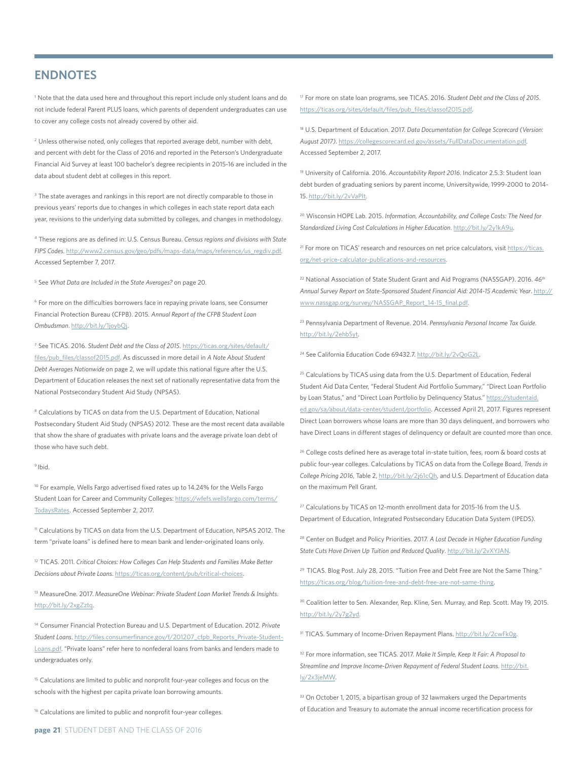## ENDNOTES

[1] Note that the data used here and throughout this report include only student loans and do not include federal Parent PLUS loans, which parents of dependent undergraduates can use to cover any college costs not already covered by other aid.

[2] Unless otherwise noted, only colleges that reported average debt, number with debt, and percent with debt for the Class of 2016 and reported in the Peterson's Undergraduate Financial Aid Survey at least 100 bachelor's degree recipients in 2015-16 are included in the data about student debt at colleges in this report.

[3] The state averages and rankings in this report are not directly comparable to those in previous years' reports due to changes in which colleges in each state report data each year, revisions to the underlying data submitted by colleges, and changes in methodology.

[4] These regions are as defined in: U.S. Census Bureau. *Census regions and divisions with State FIPS Codes*. http://www2.census.gov/geo/pdfs/maps-data/maps/reference/us_regdiv.pdf. Accessed September 7, 2017.

[5] See *What Data are Included in the State Averages?* on page 20.

[6] For more on the difficulties borrowers face in repaying private loans, see Consumer Financial Protection Bureau (CFPB). 2015. *Annual Report of the CFPB Student Loan Ombudsman*. http://bit.ly/1joybQj.

[7] See TICAS. 2016. *Student Debt and the Class of 2015*. https://ticas.org/sites/default/files/pub_files/classof2015.pdf. As discussed in more detail in *A Note About Student Debt Averages Nationwide* on page 2, we will update this national figure after the U.S. Department of Education releases the next set of nationally representative data from the National Postsecondary Student Aid Study (NPSAS).

[8] Calculations by TICAS on data from the U.S. Department of Education, National Postsecondary Student Aid Study (NPSAS) 2012. These are the most recent data available that show the share of graduates with private loans and the average private loan debt of those who have such debt.

[9] Ibid.

[10] For example, Wells Fargo advertised fixed rates up to 14.24% for the Wells Fargo Student Loan for Career and Community Colleges: https://wfefs.wellsfargo.com/terms/TodaysRates. Accessed September 2, 2017.

[11] Calculations by TICAS on data from the U.S. Department of Education, NPSAS 2012. The term "private loans" is defined here to mean bank and lender-originated loans only.

[12] TICAS. 2011. *Critical Choices: How Colleges Can Help Students and Families Make Better Decisions about Private Loans*. https://ticas.org/content/pub/critical-choices.

[13] MeasureOne. 2017. *MeasureOne Webinar: Private Student Loan Market Trends & Insights*. http://bit.ly/2xgZztq.

[14] Consumer Financial Protection Bureau and U.S. Department of Education. 2012. *Private Student Loans*. http://files.consumerfinance.gov/f/201207_cfpb_Reports_Private-Student-Loans.pdf. "Private loans" refer here to nonfederal loans from banks and lenders made to undergraduates only.

[15] Calculations are limited to public and nonprofit four-year colleges and focus on the schools with the highest per capita private loan borrowing amounts.

[16] Calculations are limited to public and nonprofit four-year colleges.

[17] For more on state loan programs, see TICAS. 2016. *Student Debt and the Class of 2015*. https://ticas.org/sites/default/files/pub_files/classof2015.pdf.

[18] U.S. Department of Education. 2017. *Data Documentation for College Scorecard (Version: August 2017)*. https://collegescorecard.ed.gov/assets/FullDataDocumentation.pdf. Accessed September 2, 2017.

[19] University of California. 2016. *Accountability Report 2016*. Indicator 2.5.3: Student loan debt burden of graduating seniors by parent income, Universitywide, 1999-2000 to 2014-15. http://bit.ly/2vVaPlt.

[20] Wisconsin HOPE Lab. 2015. *Information, Accountability, and College Costs: The Need for Standardized Living Cost Calculations in Higher Education*. http://bit.ly/2y1kA9u.

[21] For more on TICAS' research and resources on net price calculators, visit https://ticas.org/net-price-calculator-publications-and-resources.

[22] National Association of State Student Grant and Aid Programs (NASSGAP). 2016. *46th Annual Survey Report on State-Sponsored Student Financial Aid: 2014-15 Academic Year*. http://www.nassgap.org/survey/NASSGAP_Report_14-15_final.pdf.

[23] Pennsylvania Department of Revenue. 2014. *Pennsylvania Personal Income Tax Guide*. http://bit.ly/2ehbSyt.

[24] See California Education Code 69432.7. http://bit.ly/2vQoG2L.

[25] Calculations by TICAS using data from the U.S. Department of Education, Federal Student Aid Data Center, "Federal Student Aid Portfolio Summary," "Direct Loan Portfolio by Loan Status," and "Direct Loan Portfolio by Delinquency Status." https://studentaid.ed.gov/sa/about/data-center/student/portfolio. Accessed April 21, 2017. Figures represent Direct Loan borrowers whose loans are more than 30 days delinquent, and borrowers who have Direct Loans in different stages of delinquency or default are counted more than once.

[26] College costs defined here as average total in-state tuition, fees, room & board costs at public four-year colleges. Calculations by TICAS on data from the College Board, *Trends in College Pricing 2016*, Table 2, http://bit.ly/2j61cQh, and U.S. Department of Education data on the maximum Pell Grant.

[27] Calculations by TICAS on 12-month enrollment data for 2015-16 from the U.S. Department of Education, Integrated Postsecondary Education Data System (IPEDS).

[28] Center on Budget and Policy Priorities. 2017. *A Lost Decade in Higher Education Funding State Cuts Have Driven Up Tuition and Reduced Quality*. http://bit.ly/2vXYJAN.

[29] TICAS. Blog Post. July 28, 2015. "Tuition Free and Debt Free are Not the Same Thing." https://ticas.org/blog/tuition-free-and-debt-free-are-not-same-thing.

[30] Coalition letter to Sen. Alexander, Rep. Kline, Sen. Murray, and Rep. Scott. May 19, 2015. http://bit.ly/2y7g2yd.

[31] TICAS. Summary of Income-Driven Repayment Plans. http://bit.ly/2cwFk0g.

[32] For more information, see TICAS. 2017. *Make It Simple, Keep It Fair: A Proposal to Streamline and Improve Income-Driven Repayment of Federal Student Loans*. http://bit.ly/2x3jeMW.

[33] On October 1, 2015, a bipartisan group of 32 lawmakers urged the Departments of Education and Treasury to automate the annual income recertification process for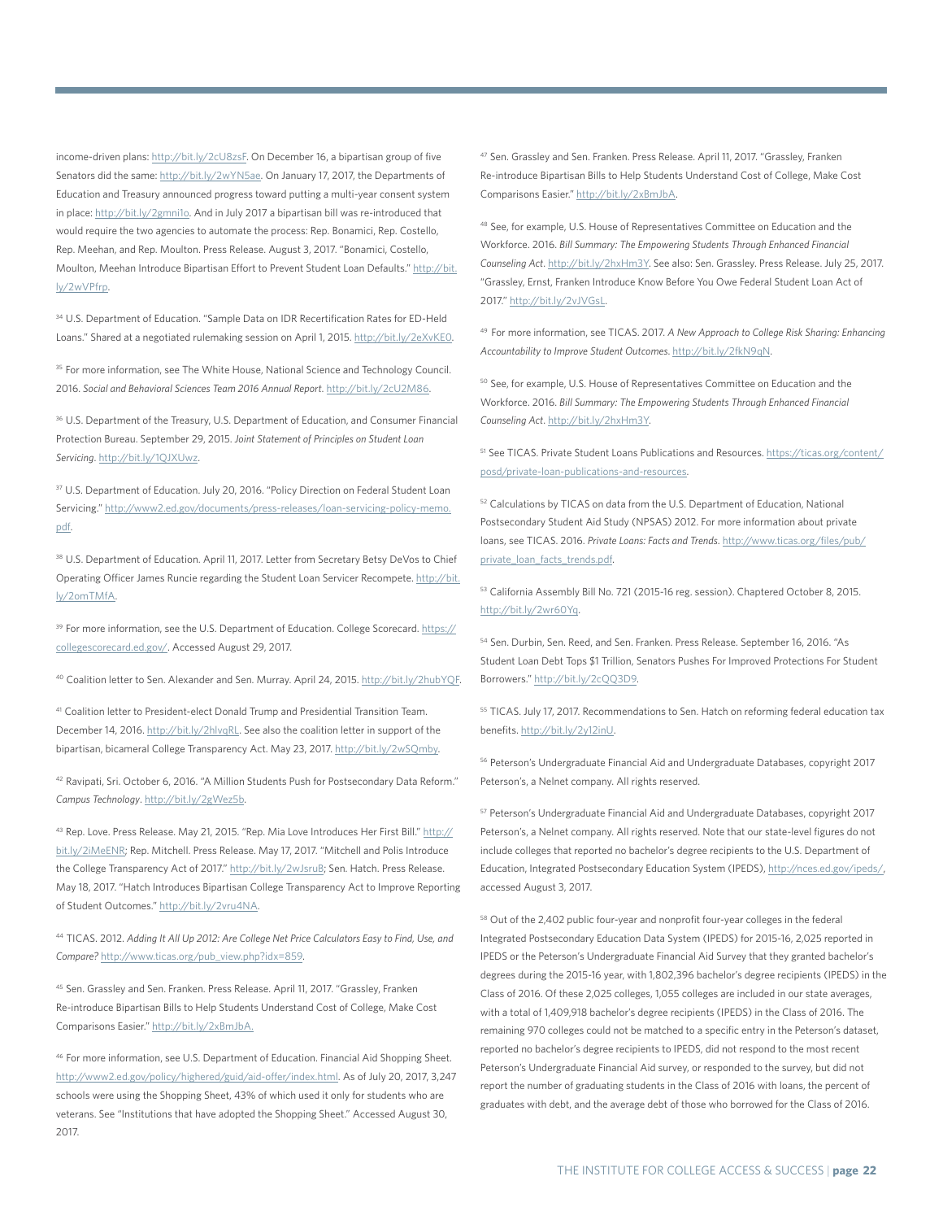income-driven plans: http://bit.ly/2cU8zsF. On December 16, a bipartisan group of five Senators did the same: http://bit.ly/2wYN5ae. On January 17, 2017, the Departments of Education and Treasury announced progress toward putting a multi-year consent system in place: http://bit.ly/2gmni1o. And in July 2017 a bipartisan bill was re-introduced that would require the two agencies to automate the process: Rep. Bonamici, Rep. Costello, Rep. Meehan, and Rep. Moulton. Press Release. August 3, 2017. "Bonamici, Costello, Moulton, Meehan Introduce Bipartisan Effort to Prevent Student Loan Defaults." http://bit.ly/2wVPfrp.

[34] U.S. Department of Education. "Sample Data on IDR Recertification Rates for ED-Held Loans." Shared at a negotiated rulemaking session on April 1, 2015. http://bit.ly/2eXvKE0.

[35] For more information, see The White House, National Science and Technology Council. 2016. *Social and Behavioral Sciences Team 2016 Annual Report*. http://bit.ly/2cU2M86.

[36] U.S. Department of the Treasury, U.S. Department of Education, and Consumer Financial Protection Bureau. September 29, 2015. *Joint Statement of Principles on Student Loan Servicing*. http://bit.ly/1QJXUwz.

[37] U.S. Department of Education. July 20, 2016. "Policy Direction on Federal Student Loan Servicing." http://www2.ed.gov/documents/press-releases/loan-servicing-policy-memo.pdf.

[38] U.S. Department of Education. April 11, 2017. Letter from Secretary Betsy DeVos to Chief Operating Officer James Runcie regarding the Student Loan Servicer Recompete. http://bit.ly/2omTMfA.

[39] For more information, see the U.S. Department of Education. College Scorecard. https://collegescorecard.ed.gov/. Accessed August 29, 2017.

[40] Coalition letter to Sen. Alexander and Sen. Murray. April 24, 2015. http://bit.ly/2hubYQF.

[41] Coalition letter to President-elect Donald Trump and Presidential Transition Team. December 14, 2016. http://bit.ly/2hlvqRL. See also the coalition letter in support of the bipartisan, bicameral College Transparency Act. May 23, 2017. http://bit.ly/2wSQmby.

[42] Ravipati, Sri. October 6, 2016. "A Million Students Push for Postsecondary Data Reform." *Campus Technology*. http://bit.ly/2gWez5b.

[43] Rep. Love. Press Release. May 21, 2015. "Rep. Mia Love Introduces Her First Bill." http://bit.ly/2iMeENR; Rep. Mitchell. Press Release. May 17, 2017. "Mitchell and Polis Introduce the College Transparency Act of 2017." http://bit.ly/2wJsruB; Sen. Hatch. Press Release. May 18, 2017. "Hatch Introduces Bipartisan College Transparency Act to Improve Reporting of Student Outcomes." http://bit.ly/2vru4NA.

[44] TICAS. 2012. *Adding It All Up 2012: Are College Net Price Calculators Easy to Find, Use, and Compare?* http://www.ticas.org/pub_view.php?idx=859.

[45] Sen. Grassley and Sen. Franken. Press Release. April 11, 2017. "Grassley, Franken Re-introduce Bipartisan Bills to Help Students Understand Cost of College, Make Cost Comparisons Easier." http://bit.ly/2xBmJbA.

[46] For more information, see U.S. Department of Education. Financial Aid Shopping Sheet. http://www2.ed.gov/policy/highered/guid/aid-offer/index.html. As of July 20, 2017, 3,247 schools were using the Shopping Sheet, 43% of which used it only for students who are veterans. See "Institutions that have adopted the Shopping Sheet." Accessed August 30, 2017.

[47] Sen. Grassley and Sen. Franken. Press Release. April 11, 2017. "Grassley, Franken Re-introduce Bipartisan Bills to Help Students Understand Cost of College, Make Cost Comparisons Easier." http://bit.ly/2xBmJbA.

[48] See, for example, U.S. House of Representatives Committee on Education and the Workforce. 2016. *Bill Summary: The Empowering Students Through Enhanced Financial Counseling Act*. http://bit.ly/2hxHm3Y. See also: Sen. Grassley. Press Release. July 25, 2017. "Grassley, Ernst, Franken Introduce Know Before You Owe Federal Student Loan Act of 2017." http://bit.ly/2vJVGsL.

[49] For more information, see TICAS. 2017. *A New Approach to College Risk Sharing: Enhancing Accountability to Improve Student Outcomes*. http://bit.ly/2fkN9qN.

[50] See, for example, U.S. House of Representatives Committee on Education and the Workforce. 2016. *Bill Summary: The Empowering Students Through Enhanced Financial Counseling Act*. http://bit.ly/2hxHm3Y.

[51] See TICAS. Private Student Loans Publications and Resources. https://ticas.org/content/posd/private-loan-publications-and-resources.

[52] Calculations by TICAS on data from the U.S. Department of Education, National Postsecondary Student Aid Study (NPSAS) 2012. For more information about private loans, see TICAS. 2016. *Private Loans: Facts and Trends*. http://www.ticas.org/files/pub/private_loan_facts_trends.pdf.

[53] California Assembly Bill No. 721 (2015-16 reg. session). Chaptered October 8, 2015. http://bit.ly/2wr60Yq.

[54] Sen. Durbin, Sen. Reed, and Sen. Franken. Press Release. September 16, 2016. "As Student Loan Debt Tops $1 Trillion, Senators Pushes For Improved Protections For Student Borrowers." http://bit.ly/2cQQ3D9.

[55] TICAS. July 17, 2017. Recommendations to Sen. Hatch on reforming federal education tax benefits. http://bit.ly/2y12inU.

[56] Peterson's Undergraduate Financial Aid and Undergraduate Databases, copyright 2017 Peterson's, a Nelnet company. All rights reserved.

[57] Peterson's Undergraduate Financial Aid and Undergraduate Databases, copyright 2017 Peterson's, a Nelnet company. All rights reserved. Note that our state-level figures do not include colleges that reported no bachelor's degree recipients to the U.S. Department of Education, Integrated Postsecondary Education System (IPEDS), http://nces.ed.gov/ipeds/, accessed August 3, 2017.

[58] Out of the 2,402 public four-year and nonprofit four-year colleges in the federal Integrated Postsecondary Education Data System (IPEDS) for 2015-16, 2,025 reported in IPEDS or the Peterson's Undergraduate Financial Aid Survey that they granted bachelor's degrees during the 2015-16 year, with 1,802,396 bachelor's degree recipients (IPEDS) in the Class of 2016. Of these 2,025 colleges, 1,055 colleges are included in our state averages, with a total of 1,409,918 bachelor's degree recipients (IPEDS) in the Class of 2016. The remaining 970 colleges could not be matched to a specific entry in the Peterson's dataset, reported no bachelor's degree recipients to IPEDS, did not respond to the most recent Peterson's Undergraduate Financial Aid survey, or responded to the survey, but did not report the number of graduating students in the Class of 2016 with loans, the percent of graduates with debt, and the average debt of those who borrowed for the Class of 2016.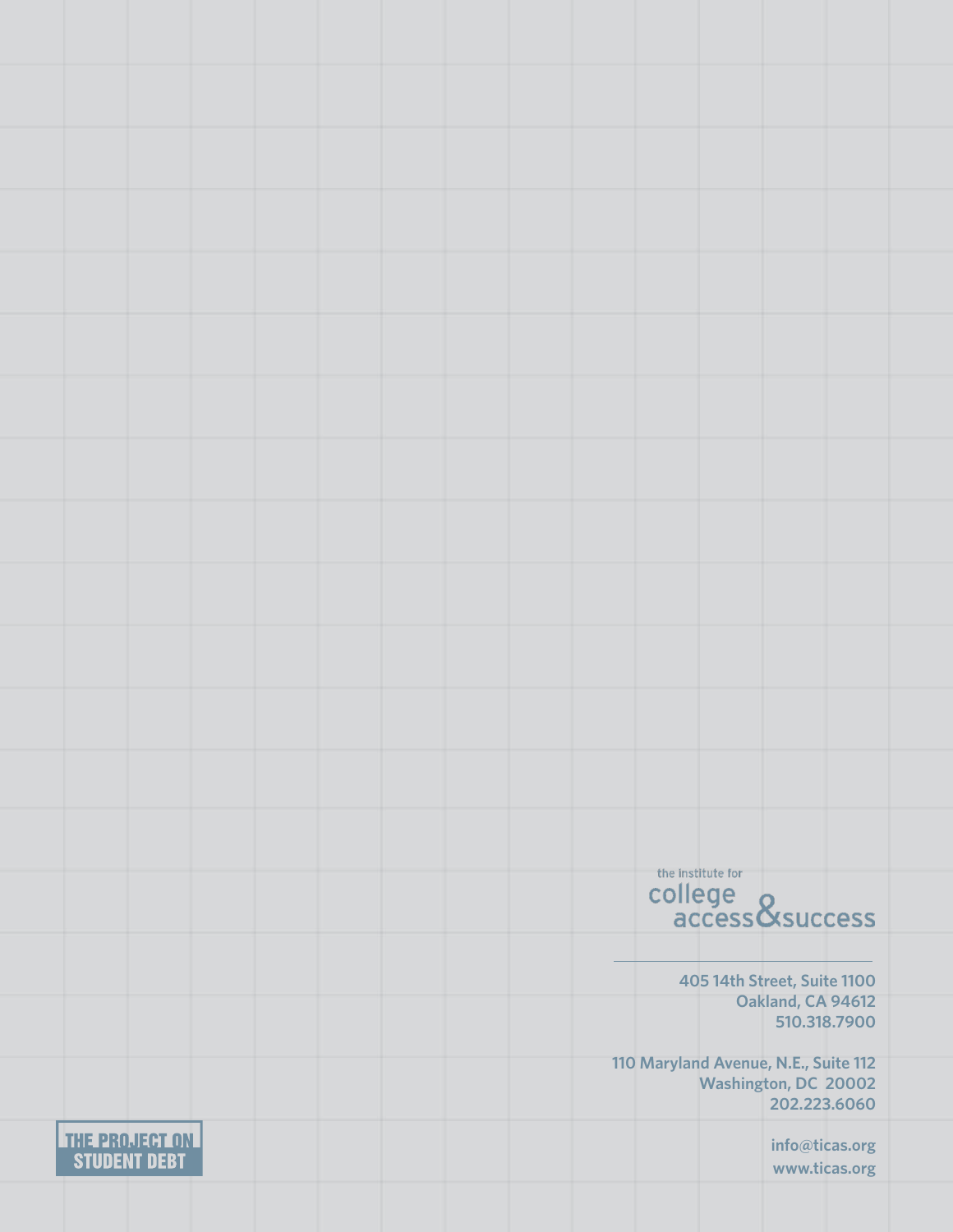the institute for
college access & success

405 14th Street, Suite 1100
Oakland, CA 94612
510.318.7900

110 Maryland Avenue, N.E., Suite 112
Washington, DC 20002
202.223.6060

THE PROJECT ON STUDENT DEBT

info@ticas.org
www.ticas.org